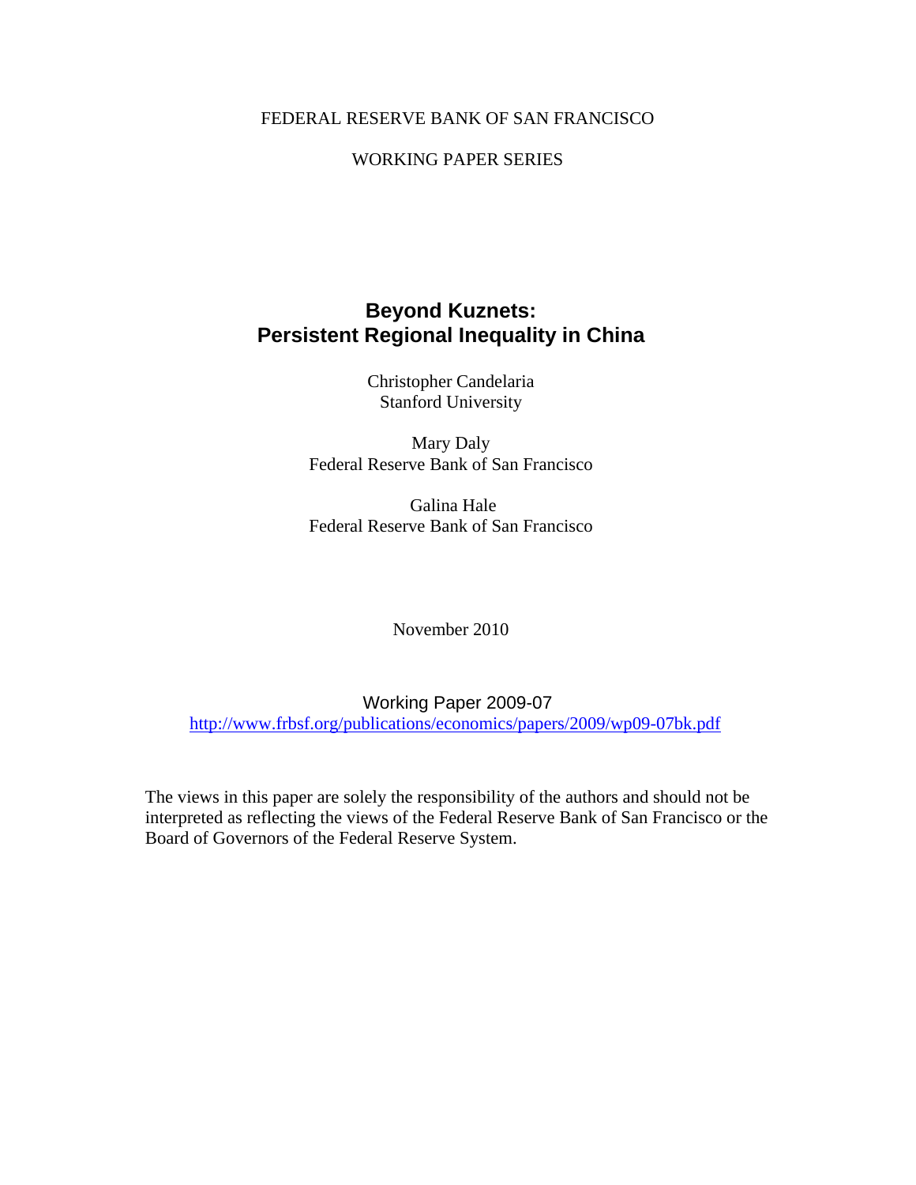FEDERAL RESERVE BANK OF SAN FRANCISCO

WORKING PAPER SERIES

# Beyond Kuznets: Persistent Regional Inequality in China

Christopher Candelaria
Stanford University

Mary Daly
Federal Reserve Bank of San Francisco

Galina Hale
Federal Reserve Bank of San Francisco

November 2010

Working Paper 2009-07
http://www.frbsf.org/publications/economics/papers/2009/wp09-07bk.pdf

The views in this paper are solely the responsibility of the authors and should not be interpreted as reflecting the views of the Federal Reserve Bank of San Francisco or the Board of Governors of the Federal Reserve System.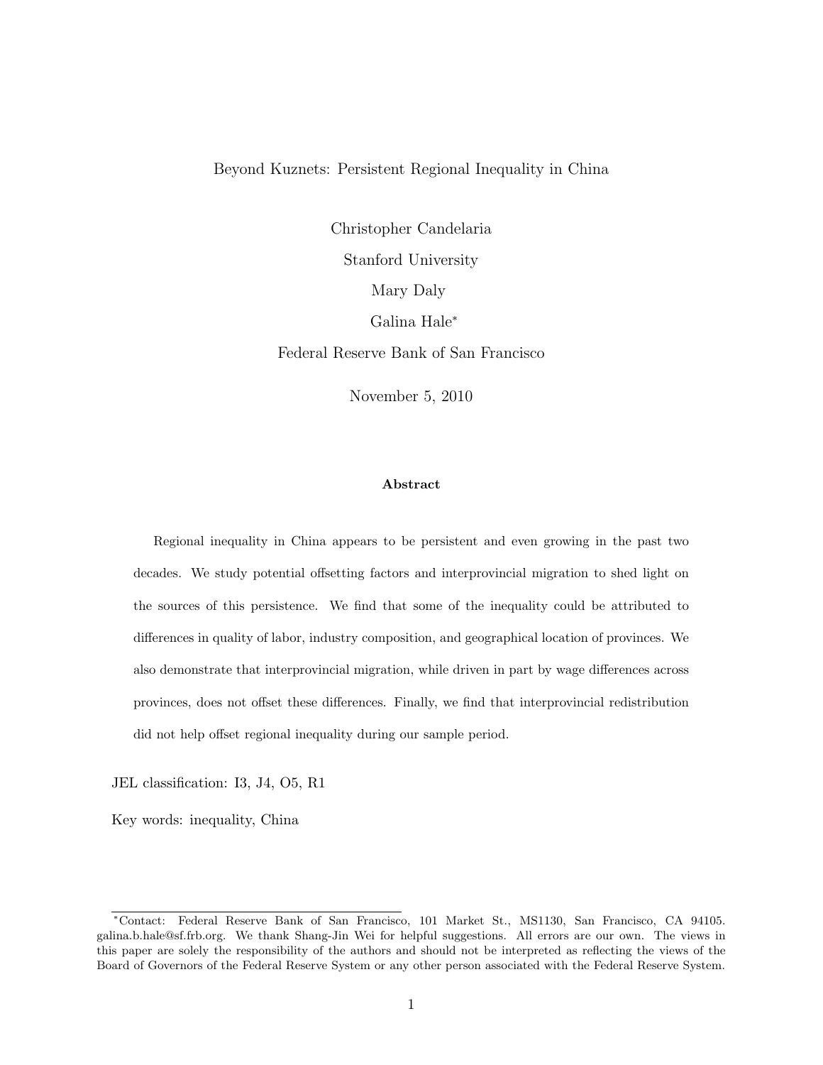# Beyond Kuznets: Persistent Regional Inequality in China

Christopher Candelaria

Stanford University

Mary Daly

Galina Hale[*]

Federal Reserve Bank of San Francisco

November 5, 2010

### Abstract

Regional inequality in China appears to be persistent and even growing in the past two decades. We study potential offsetting factors and interprovincial migration to shed light on the sources of this persistence. We find that some of the inequality could be attributed to differences in quality of labor, industry composition, and geographical location of provinces. We also demonstrate that interprovincial migration, while driven in part by wage differences across provinces, does not offset these differences. Finally, we find that interprovincial redistribution did not help offset regional inequality during our sample period.

JEL classification: I3, J4, O5, R1

Key words: inequality, China

---

[*]Contact: Federal Reserve Bank of San Francisco, 101 Market St., MS1130, San Francisco, CA 94105. galina.b.hale@sf.frb.org. We thank Shang-Jin Wei for helpful suggestions. All errors are our own. The views in this paper are solely the responsibility of the authors and should not be interpreted as reflecting the views of the Board of Governors of the Federal Reserve System or any other person associated with the Federal Reserve System.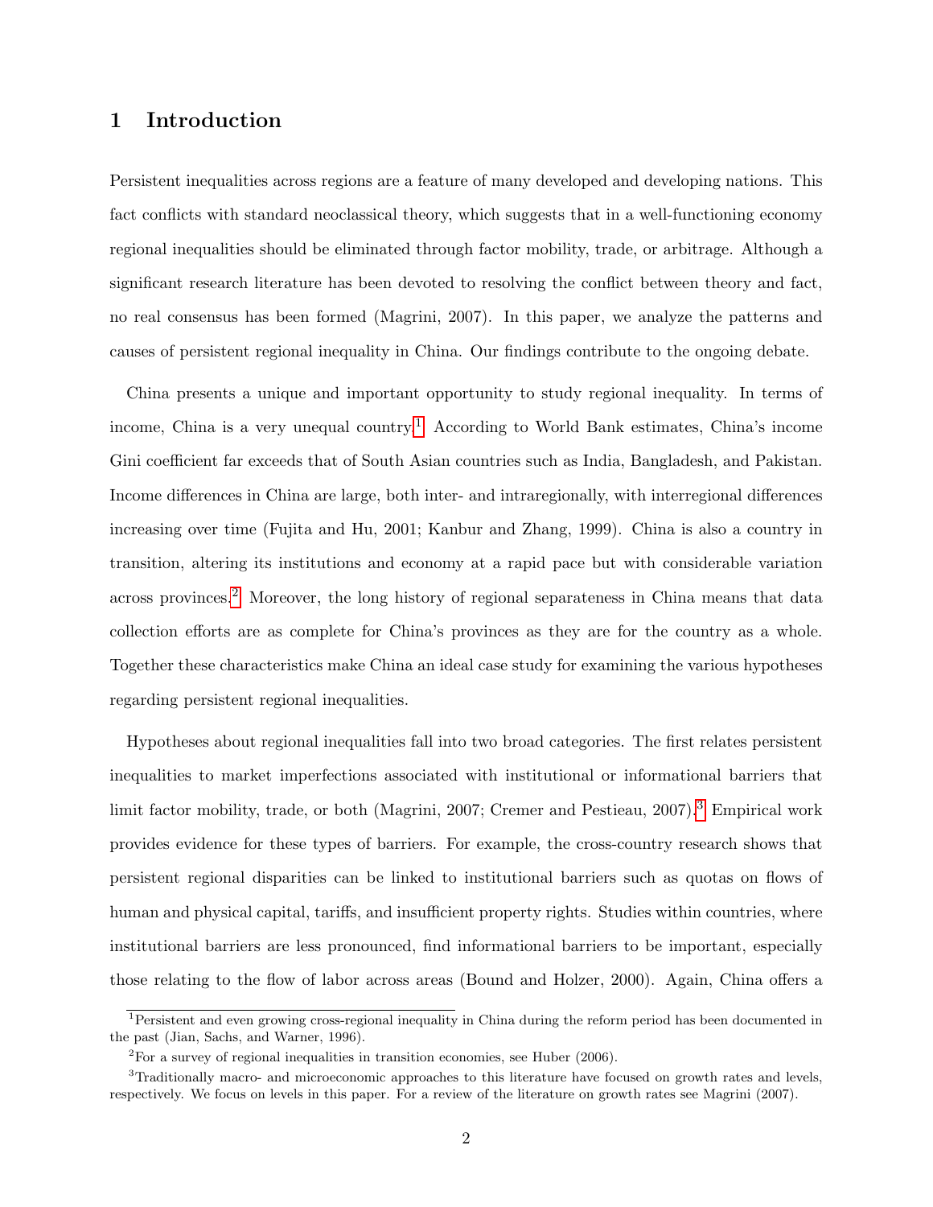# 1 Introduction

Persistent inequalities across regions are a feature of many developed and developing nations. This fact conflicts with standard neoclassical theory, which suggests that in a well-functioning economy regional inequalities should be eliminated through factor mobility, trade, or arbitrage. Although a significant research literature has been devoted to resolving the conflict between theory and fact, no real consensus has been formed (Magrini, 2007). In this paper, we analyze the patterns and causes of persistent regional inequality in China. Our findings contribute to the ongoing debate.

China presents a unique and important opportunity to study regional inequality. In terms of income, China is a very unequal country.[1] According to World Bank estimates, China's income Gini coefficient far exceeds that of South Asian countries such as India, Bangladesh, and Pakistan. Income differences in China are large, both inter- and intraregionally, with interregional differences increasing over time (Fujita and Hu, 2001; Kanbur and Zhang, 1999). China is also a country in transition, altering its institutions and economy at a rapid pace but with considerable variation across provinces.[2] Moreover, the long history of regional separateness in China means that data collection efforts are as complete for China's provinces as they are for the country as a whole. Together these characteristics make China an ideal case study for examining the various hypotheses regarding persistent regional inequalities.

Hypotheses about regional inequalities fall into two broad categories. The first relates persistent inequalities to market imperfections associated with institutional or informational barriers that limit factor mobility, trade, or both (Magrini, 2007; Cremer and Pestieau, 2007).[3] Empirical work provides evidence for these types of barriers. For example, the cross-country research shows that persistent regional disparities can be linked to institutional barriers such as quotas on flows of human and physical capital, tariffs, and insufficient property rights. Studies within countries, where institutional barriers are less pronounced, find informational barriers to be important, especially those relating to the flow of labor across areas (Bound and Holzer, 2000). Again, China offers a

[1] Persistent and even growing cross-regional inequality in China during the reform period has been documented in the past (Jian, Sachs, and Warner, 1996).

[2] For a survey of regional inequalities in transition economies, see Huber (2006).

[3] Traditionally macro- and microeconomic approaches to this literature have focused on growth rates and levels, respectively. We focus on levels in this paper. For a review of the literature on growth rates see Magrini (2007).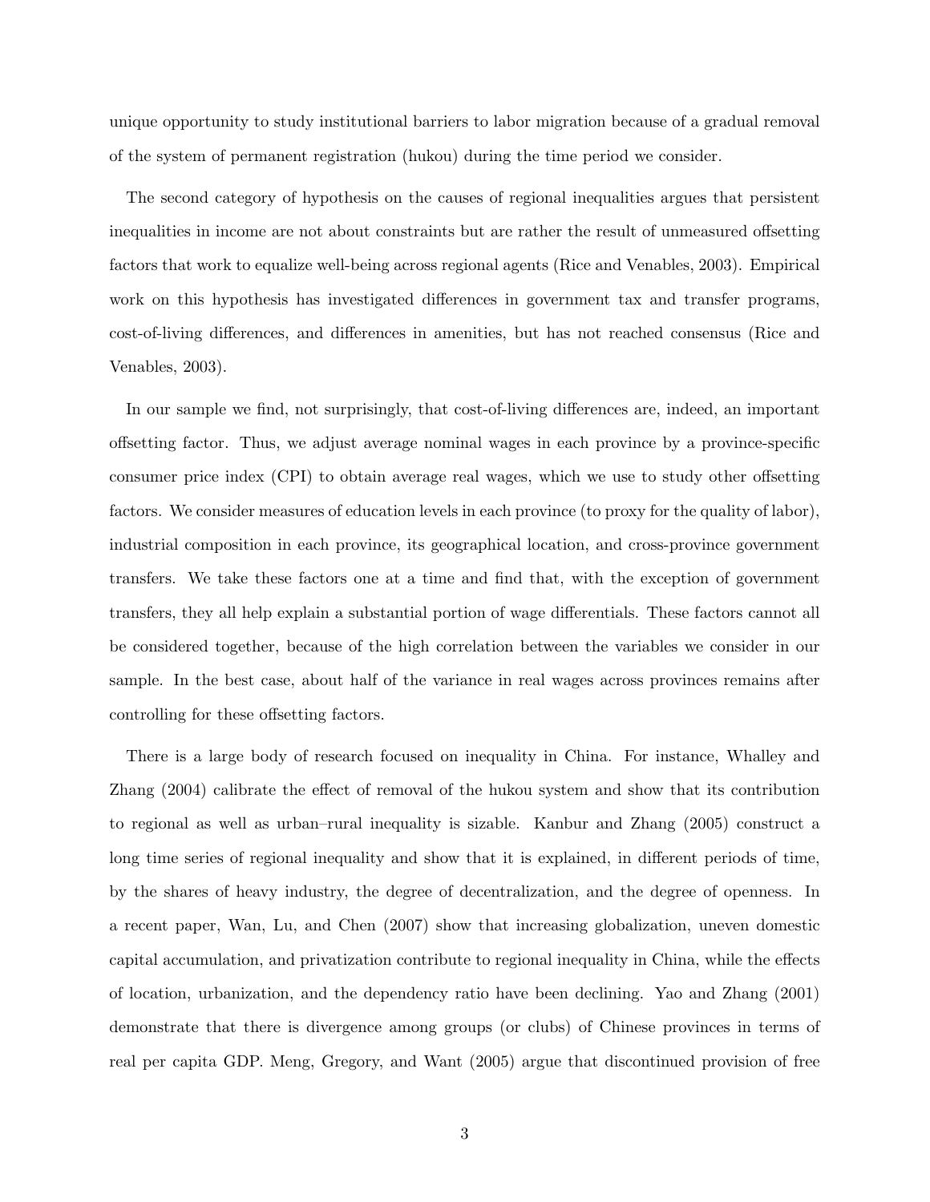unique opportunity to study institutional barriers to labor migration because of a gradual removal of the system of permanent registration (hukou) during the time period we consider.

The second category of hypothesis on the causes of regional inequalities argues that persistent inequalities in income are not about constraints but are rather the result of unmeasured offsetting factors that work to equalize well-being across regional agents (Rice and Venables, 2003). Empirical work on this hypothesis has investigated differences in government tax and transfer programs, cost-of-living differences, and differences in amenities, but has not reached consensus (Rice and Venables, 2003).

In our sample we find, not surprisingly, that cost-of-living differences are, indeed, an important offsetting factor. Thus, we adjust average nominal wages in each province by a province-specific consumer price index (CPI) to obtain average real wages, which we use to study other offsetting factors. We consider measures of education levels in each province (to proxy for the quality of labor), industrial composition in each province, its geographical location, and cross-province government transfers. We take these factors one at a time and find that, with the exception of government transfers, they all help explain a substantial portion of wage differentials. These factors cannot all be considered together, because of the high correlation between the variables we consider in our sample. In the best case, about half of the variance in real wages across provinces remains after controlling for these offsetting factors.

There is a large body of research focused on inequality in China. For instance, Whalley and Zhang (2004) calibrate the effect of removal of the hukou system and show that its contribution to regional as well as urban–rural inequality is sizable. Kanbur and Zhang (2005) construct a long time series of regional inequality and show that it is explained, in different periods of time, by the shares of heavy industry, the degree of decentralization, and the degree of openness. In a recent paper, Wan, Lu, and Chen (2007) show that increasing globalization, uneven domestic capital accumulation, and privatization contribute to regional inequality in China, while the effects of location, urbanization, and the dependency ratio have been declining. Yao and Zhang (2001) demonstrate that there is divergence among groups (or clubs) of Chinese provinces in terms of real per capita GDP. Meng, Gregory, and Want (2005) argue that discontinued provision of free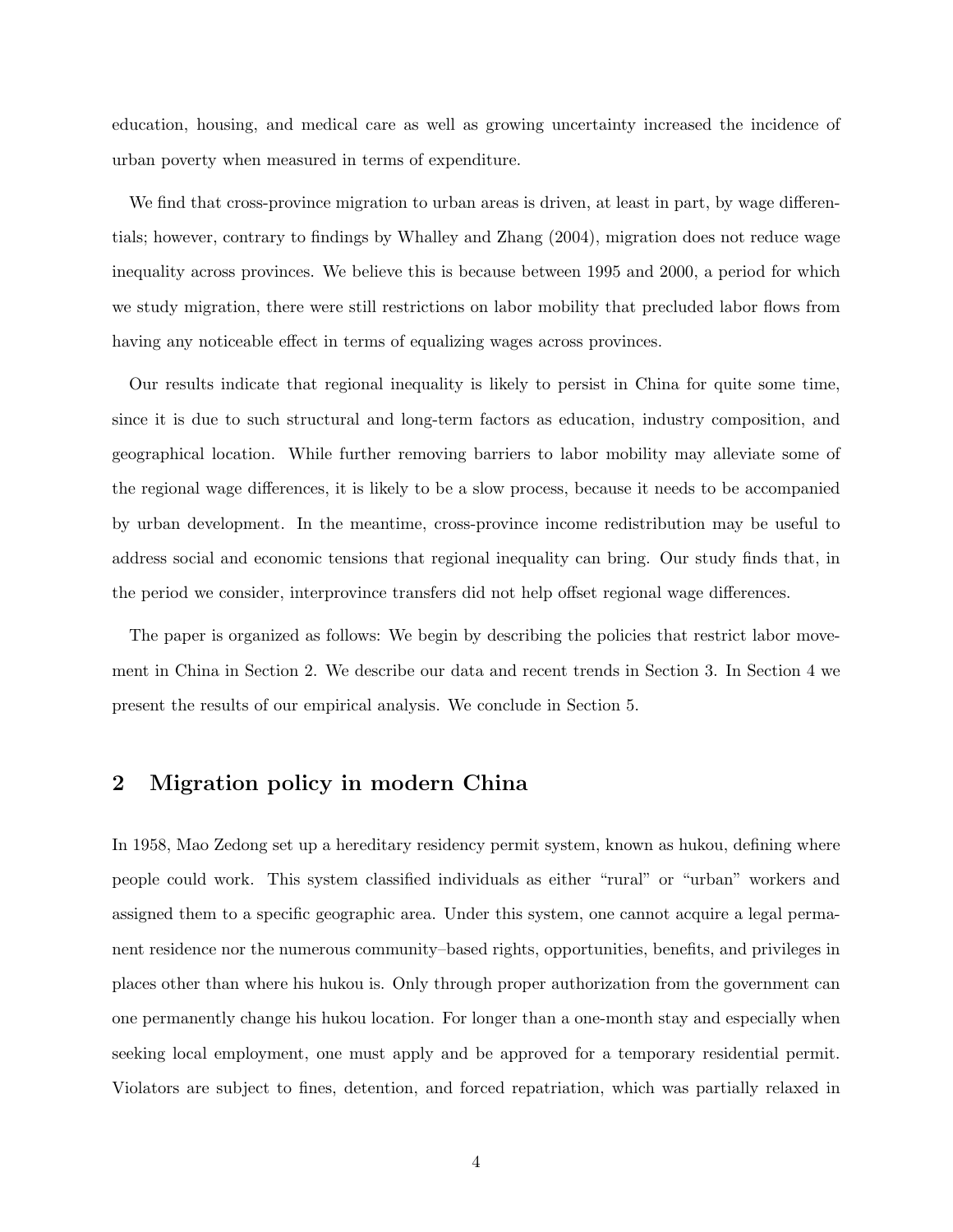education, housing, and medical care as well as growing uncertainty increased the incidence of urban poverty when measured in terms of expenditure.

We find that cross-province migration to urban areas is driven, at least in part, by wage differentials; however, contrary to findings by Whalley and Zhang (2004), migration does not reduce wage inequality across provinces. We believe this is because between 1995 and 2000, a period for which we study migration, there were still restrictions on labor mobility that precluded labor flows from having any noticeable effect in terms of equalizing wages across provinces.

Our results indicate that regional inequality is likely to persist in China for quite some time, since it is due to such structural and long-term factors as education, industry composition, and geographical location. While further removing barriers to labor mobility may alleviate some of the regional wage differences, it is likely to be a slow process, because it needs to be accompanied by urban development. In the meantime, cross-province income redistribution may be useful to address social and economic tensions that regional inequality can bring. Our study finds that, in the period we consider, interprovince transfers did not help offset regional wage differences.

The paper is organized as follows: We begin by describing the policies that restrict labor movement in China in Section 2. We describe our data and recent trends in Section 3. In Section 4 we present the results of our empirical analysis. We conclude in Section 5.

## 2 Migration policy in modern China

In 1958, Mao Zedong set up a hereditary residency permit system, known as hukou, defining where people could work. This system classified individuals as either "rural" or "urban" workers and assigned them to a specific geographic area. Under this system, one cannot acquire a legal permanent residence nor the numerous community–based rights, opportunities, benefits, and privileges in places other than where his hukou is. Only through proper authorization from the government can one permanently change his hukou location. For longer than a one-month stay and especially when seeking local employment, one must apply and be approved for a temporary residential permit. Violators are subject to fines, detention, and forced repatriation, which was partially relaxed in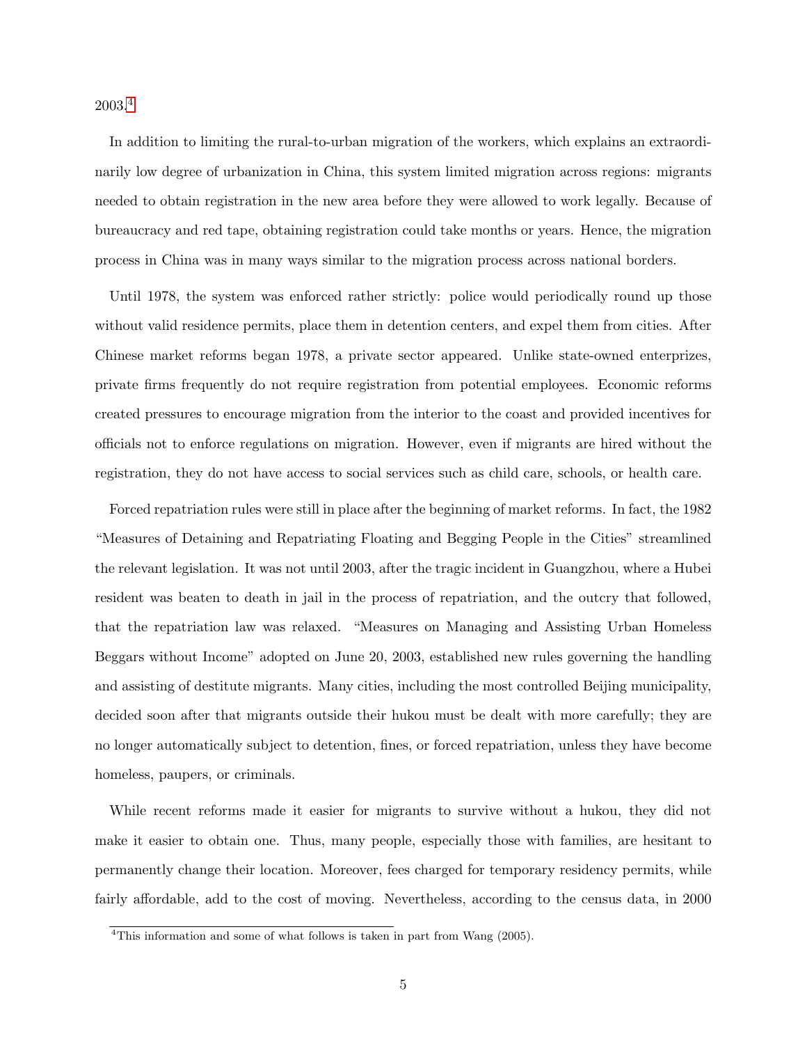2003.[4]

In addition to limiting the rural-to-urban migration of the workers, which explains an extraordinarily low degree of urbanization in China, this system limited migration across regions: migrants needed to obtain registration in the new area before they were allowed to work legally. Because of bureaucracy and red tape, obtaining registration could take months or years. Hence, the migration process in China was in many ways similar to the migration process across national borders.

Until 1978, the system was enforced rather strictly: police would periodically round up those without valid residence permits, place them in detention centers, and expel them from cities. After Chinese market reforms began 1978, a private sector appeared. Unlike state-owned enterprizes, private firms frequently do not require registration from potential employees. Economic reforms created pressures to encourage migration from the interior to the coast and provided incentives for officials not to enforce regulations on migration. However, even if migrants are hired without the registration, they do not have access to social services such as child care, schools, or health care.

Forced repatriation rules were still in place after the beginning of market reforms. In fact, the 1982 "Measures of Detaining and Repatriating Floating and Begging People in the Cities" streamlined the relevant legislation. It was not until 2003, after the tragic incident in Guangzhou, where a Hubei resident was beaten to death in jail in the process of repatriation, and the outcry that followed, that the repatriation law was relaxed. "Measures on Managing and Assisting Urban Homeless Beggars without Income" adopted on June 20, 2003, established new rules governing the handling and assisting of destitute migrants. Many cities, including the most controlled Beijing municipality, decided soon after that migrants outside their hukou must be dealt with more carefully; they are no longer automatically subject to detention, fines, or forced repatriation, unless they have become homeless, paupers, or criminals.

While recent reforms made it easier for migrants to survive without a hukou, they did not make it easier to obtain one. Thus, many people, especially those with families, are hesitant to permanently change their location. Moreover, fees charged for temporary residency permits, while fairly affordable, add to the cost of moving. Nevertheless, according to the census data, in 2000

[4]This information and some of what follows is taken in part from Wang (2005).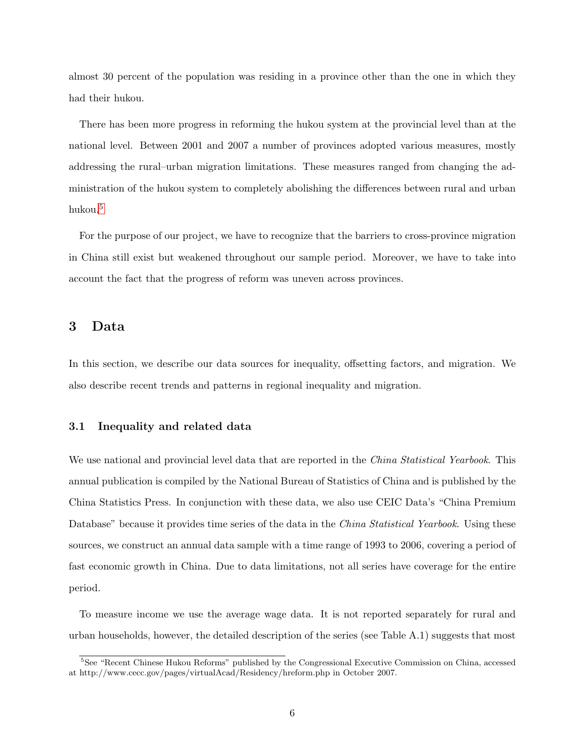almost 30 percent of the population was residing in a province other than the one in which they had their hukou.

There has been more progress in reforming the hukou system at the provincial level than at the national level. Between 2001 and 2007 a number of provinces adopted various measures, mostly addressing the rural–urban migration limitations. These measures ranged from changing the administration of the hukou system to completely abolishing the differences between rural and urban hukou.[5]

For the purpose of our project, we have to recognize that the barriers to cross-province migration in China still exist but weakened throughout our sample period. Moreover, we have to take into account the fact that the progress of reform was uneven across provinces.

# 3 Data

In this section, we describe our data sources for inequality, offsetting factors, and migration. We also describe recent trends and patterns in regional inequality and migration.

## 3.1 Inequality and related data

We use national and provincial level data that are reported in the *China Statistical Yearbook*. This annual publication is compiled by the National Bureau of Statistics of China and is published by the China Statistics Press. In conjunction with these data, we also use CEIC Data's "China Premium Database" because it provides time series of the data in the *China Statistical Yearbook*. Using these sources, we construct an annual data sample with a time range of 1993 to 2006, covering a period of fast economic growth in China. Due to data limitations, not all series have coverage for the entire period.

To measure income we use the average wage data. It is not reported separately for rural and urban households, however, the detailed description of the series (see Table A.1) suggests that most

[5] See "Recent Chinese Hukou Reforms" published by the Congressional Executive Commission on China, accessed at http://www.cecc.gov/pages/virtualAcad/Residency/hreform.php in October 2007.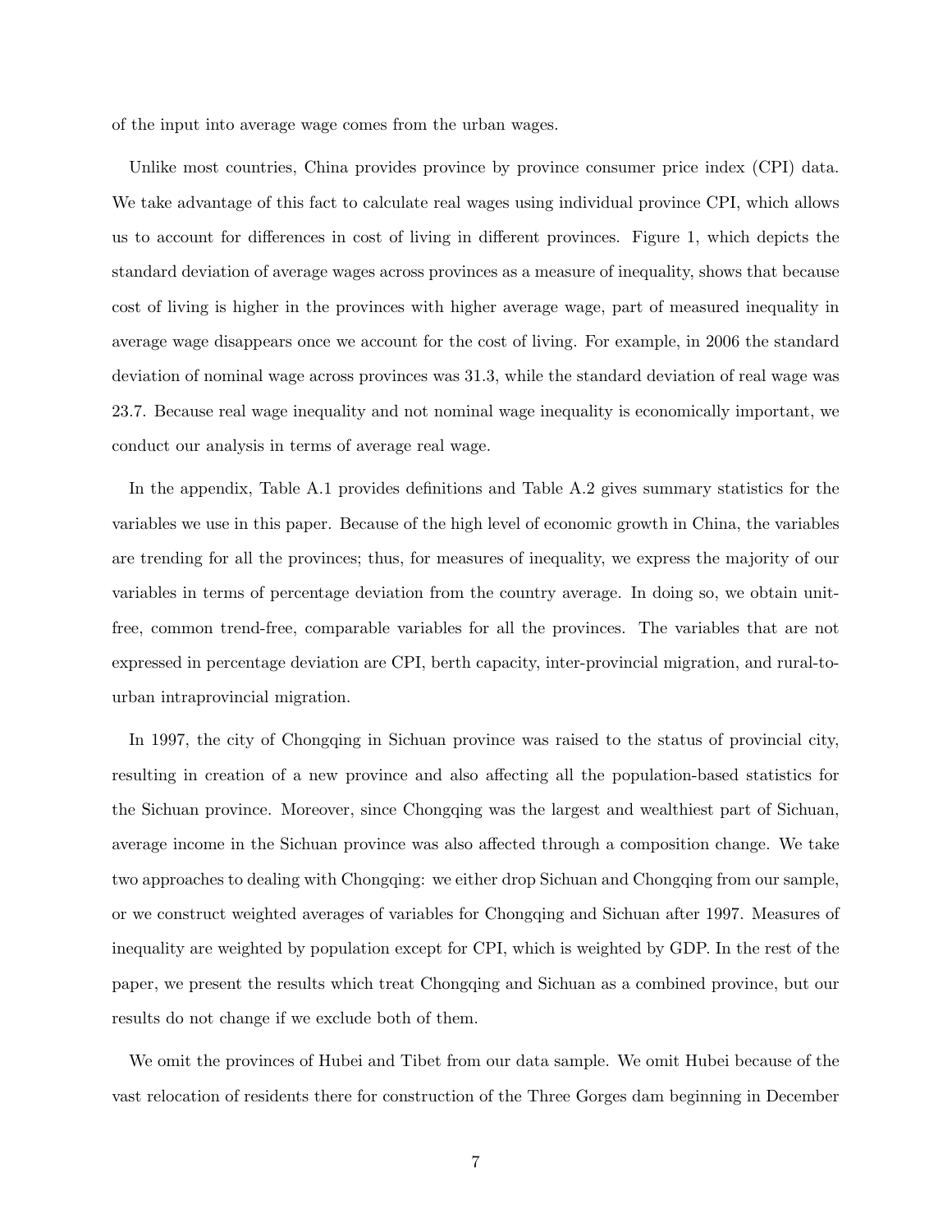of the input into average wage comes from the urban wages.

Unlike most countries, China provides province by province consumer price index (CPI) data. We take advantage of this fact to calculate real wages using individual province CPI, which allows us to account for differences in cost of living in different provinces. Figure 1, which depicts the standard deviation of average wages across provinces as a measure of inequality, shows that because cost of living is higher in the provinces with higher average wage, part of measured inequality in average wage disappears once we account for the cost of living. For example, in 2006 the standard deviation of nominal wage across provinces was 31.3, while the standard deviation of real wage was 23.7. Because real wage inequality and not nominal wage inequality is economically important, we conduct our analysis in terms of average real wage.

In the appendix, Table A.1 provides definitions and Table A.2 gives summary statistics for the variables we use in this paper. Because of the high level of economic growth in China, the variables are trending for all the provinces; thus, for measures of inequality, we express the majority of our variables in terms of percentage deviation from the country average. In doing so, we obtain unit-free, common trend-free, comparable variables for all the provinces. The variables that are not expressed in percentage deviation are CPI, berth capacity, inter-provincial migration, and rural-to-urban intraprovincial migration.

In 1997, the city of Chongqing in Sichuan province was raised to the status of provincial city, resulting in creation of a new province and also affecting all the population-based statistics for the Sichuan province. Moreover, since Chongqing was the largest and wealthiest part of Sichuan, average income in the Sichuan province was also affected through a composition change. We take two approaches to dealing with Chongqing: we either drop Sichuan and Chongqing from our sample, or we construct weighted averages of variables for Chongqing and Sichuan after 1997. Measures of inequality are weighted by population except for CPI, which is weighted by GDP. In the rest of the paper, we present the results which treat Chongqing and Sichuan as a combined province, but our results do not change if we exclude both of them.

We omit the provinces of Hubei and Tibet from our data sample. We omit Hubei because of the vast relocation of residents there for construction of the Three Gorges dam beginning in December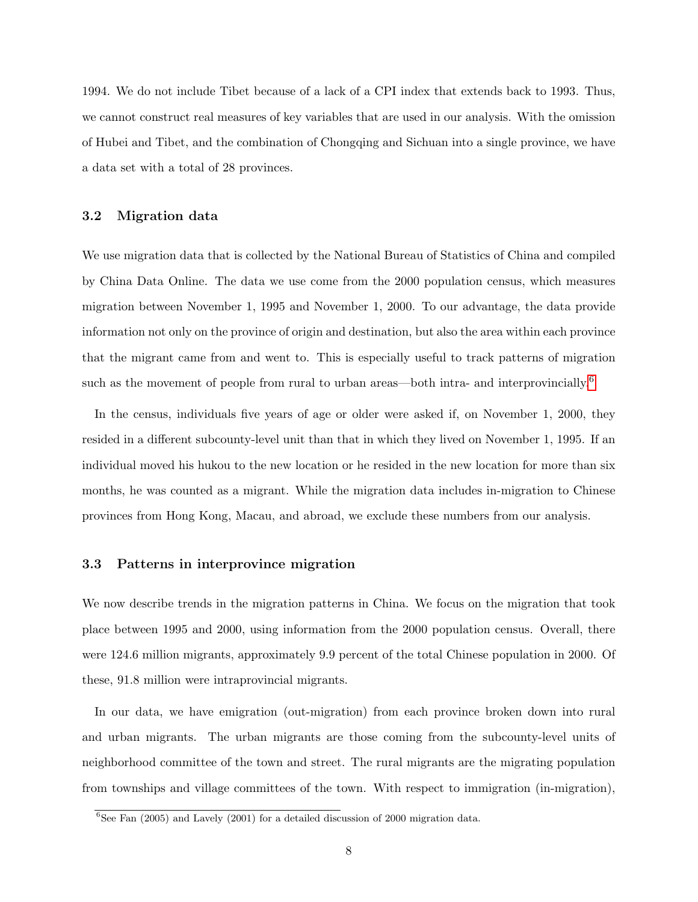1994. We do not include Tibet because of a lack of a CPI index that extends back to 1993. Thus, we cannot construct real measures of key variables that are used in our analysis. With the omission of Hubei and Tibet, and the combination of Chongqing and Sichuan into a single province, we have a data set with a total of 28 provinces.

### 3.2 Migration data

We use migration data that is collected by the National Bureau of Statistics of China and compiled by China Data Online. The data we use come from the 2000 population census, which measures migration between November 1, 1995 and November 1, 2000. To our advantage, the data provide information not only on the province of origin and destination, but also the area within each province that the migrant came from and went to. This is especially useful to track patterns of migration such as the movement of people from rural to urban areas—both intra- and interprovincially.[6]

In the census, individuals five years of age or older were asked if, on November 1, 2000, they resided in a different subcounty-level unit than that in which they lived on November 1, 1995. If an individual moved his hukou to the new location or he resided in the new location for more than six months, he was counted as a migrant. While the migration data includes in-migration to Chinese provinces from Hong Kong, Macau, and abroad, we exclude these numbers from our analysis.

### 3.3 Patterns in interprovince migration

We now describe trends in the migration patterns in China. We focus on the migration that took place between 1995 and 2000, using information from the 2000 population census. Overall, there were 124.6 million migrants, approximately 9.9 percent of the total Chinese population in 2000. Of these, 91.8 million were intraprovincial migrants.

In our data, we have emigration (out-migration) from each province broken down into rural and urban migrants. The urban migrants are those coming from the subcounty-level units of neighborhood committee of the town and street. The rural migrants are the migrating population from townships and village committees of the town. With respect to immigration (in-migration),

[6] See Fan (2005) and Lavely (2001) for a detailed discussion of 2000 migration data.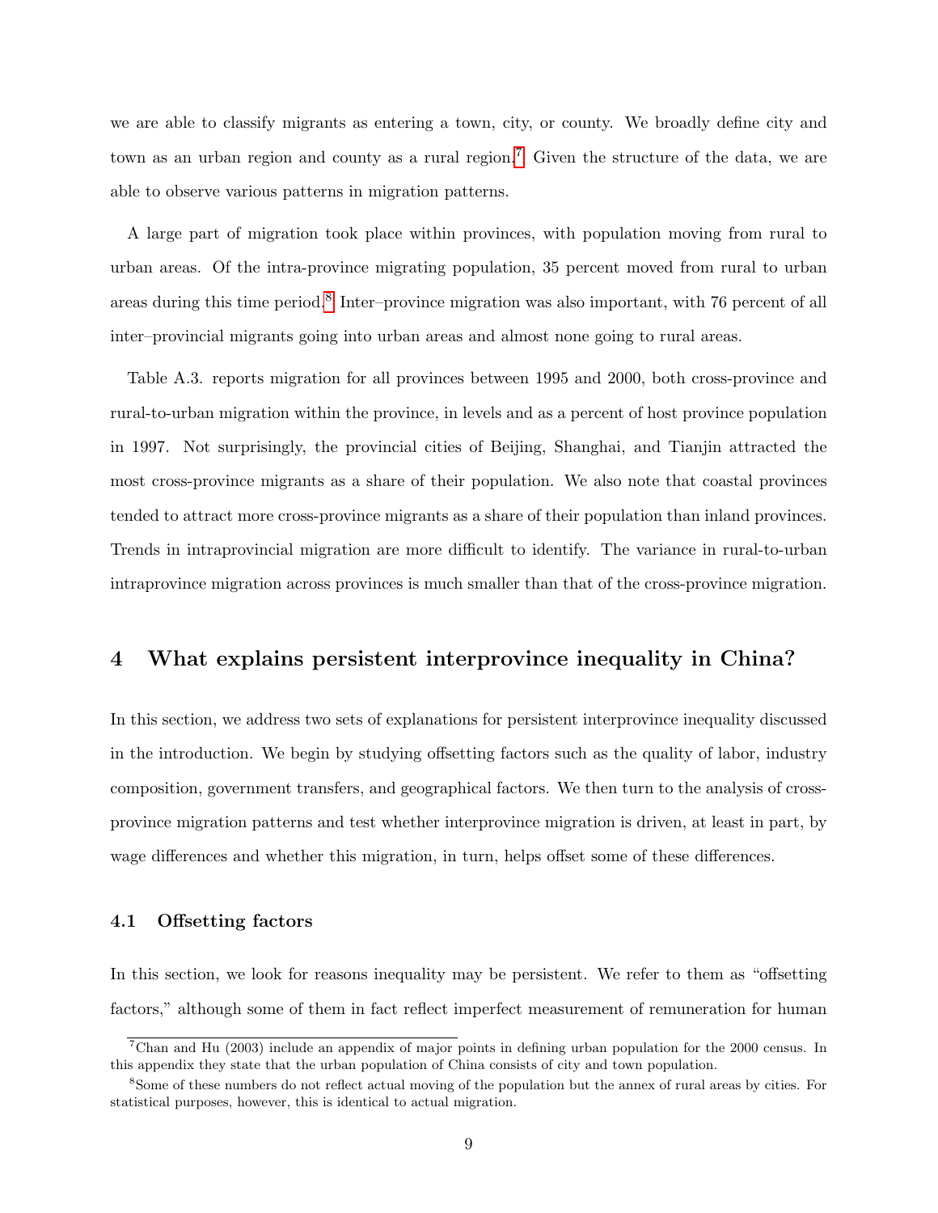we are able to classify migrants as entering a town, city, or county. We broadly define city and town as an urban region and county as a rural region.[7] Given the structure of the data, we are able to observe various patterns in migration patterns.

A large part of migration took place within provinces, with population moving from rural to urban areas. Of the intra-province migrating population, 35 percent moved from rural to urban areas during this time period.[8] Inter–province migration was also important, with 76 percent of all inter–provincial migrants going into urban areas and almost none going to rural areas.

Table A.3. reports migration for all provinces between 1995 and 2000, both cross-province and rural-to-urban migration within the province, in levels and as a percent of host province population in 1997. Not surprisingly, the provincial cities of Beijing, Shanghai, and Tianjin attracted the most cross-province migrants as a share of their population. We also note that coastal provinces tended to attract more cross-province migrants as a share of their population than inland provinces. Trends in intraprovincial migration are more difficult to identify. The variance in rural-to-urban intraprovince migration across provinces is much smaller than that of the cross-province migration.

# 4 What explains persistent interprovince inequality in China?

In this section, we address two sets of explanations for persistent interprovince inequality discussed in the introduction. We begin by studying offsetting factors such as the quality of labor, industry composition, government transfers, and geographical factors. We then turn to the analysis of cross-province migration patterns and test whether interprovince migration is driven, at least in part, by wage differences and whether this migration, in turn, helps offset some of these differences.

## 4.1 Offsetting factors

In this section, we look for reasons inequality may be persistent. We refer to them as "offsetting factors," although some of them in fact reflect imperfect measurement of remuneration for human

[7] Chan and Hu (2003) include an appendix of major points in defining urban population for the 2000 census. In this appendix they state that the urban population of China consists of city and town population.

[8] Some of these numbers do not reflect actual moving of the population but the annex of rural areas by cities. For statistical purposes, however, this is identical to actual migration.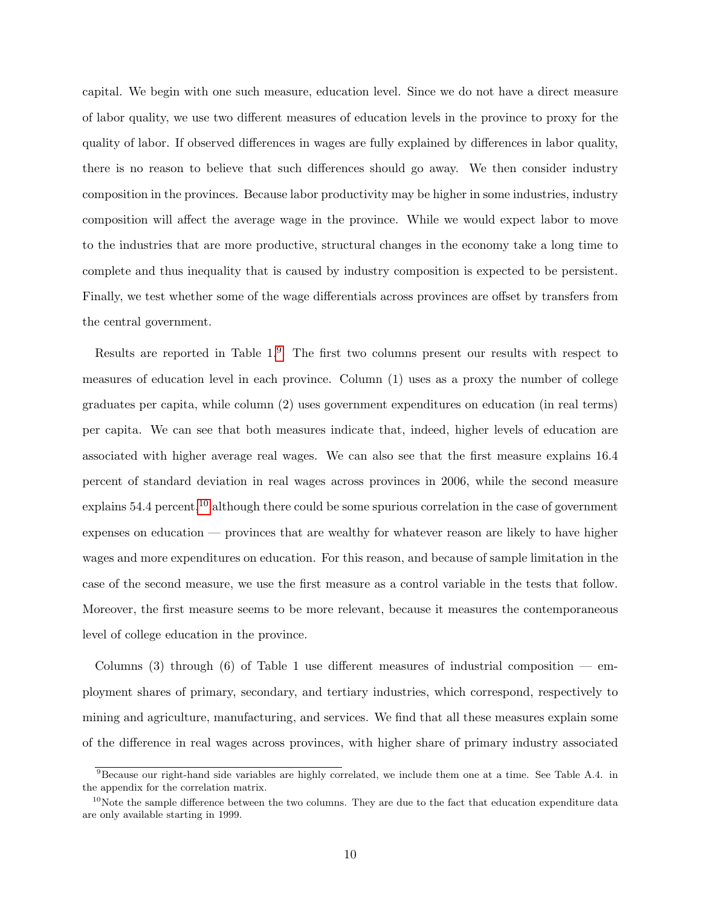capital. We begin with one such measure, education level. Since we do not have a direct measure of labor quality, we use two different measures of education levels in the province to proxy for the quality of labor. If observed differences in wages are fully explained by differences in labor quality, there is no reason to believe that such differences should go away. We then consider industry composition in the provinces. Because labor productivity may be higher in some industries, industry composition will affect the average wage in the province. While we would expect labor to move to the industries that are more productive, structural changes in the economy take a long time to complete and thus inequality that is caused by industry composition is expected to be persistent. Finally, we test whether some of the wage differentials across provinces are offset by transfers from the central government.

Results are reported in Table 1.[9] The first two columns present our results with respect to measures of education level in each province. Column (1) uses as a proxy the number of college graduates per capita, while column (2) uses government expenditures on education (in real terms) per capita. We can see that both measures indicate that, indeed, higher levels of education are associated with higher average real wages. We can also see that the first measure explains 16.4 percent of standard deviation in real wages across provinces in 2006, while the second measure explains 54.4 percent,[10] although there could be some spurious correlation in the case of government expenses on education — provinces that are wealthy for whatever reason are likely to have higher wages and more expenditures on education. For this reason, and because of sample limitation in the case of the second measure, we use the first measure as a control variable in the tests that follow. Moreover, the first measure seems to be more relevant, because it measures the contemporaneous level of college education in the province.

Columns (3) through (6) of Table 1 use different measures of industrial composition — employment shares of primary, secondary, and tertiary industries, which correspond, respectively to mining and agriculture, manufacturing, and services. We find that all these measures explain some of the difference in real wages across provinces, with higher share of primary industry associated

[9] Because our right-hand side variables are highly correlated, we include them one at a time. See Table A.4. in the appendix for the correlation matrix.

[10] Note the sample difference between the two columns. They are due to the fact that education expenditure data are only available starting in 1999.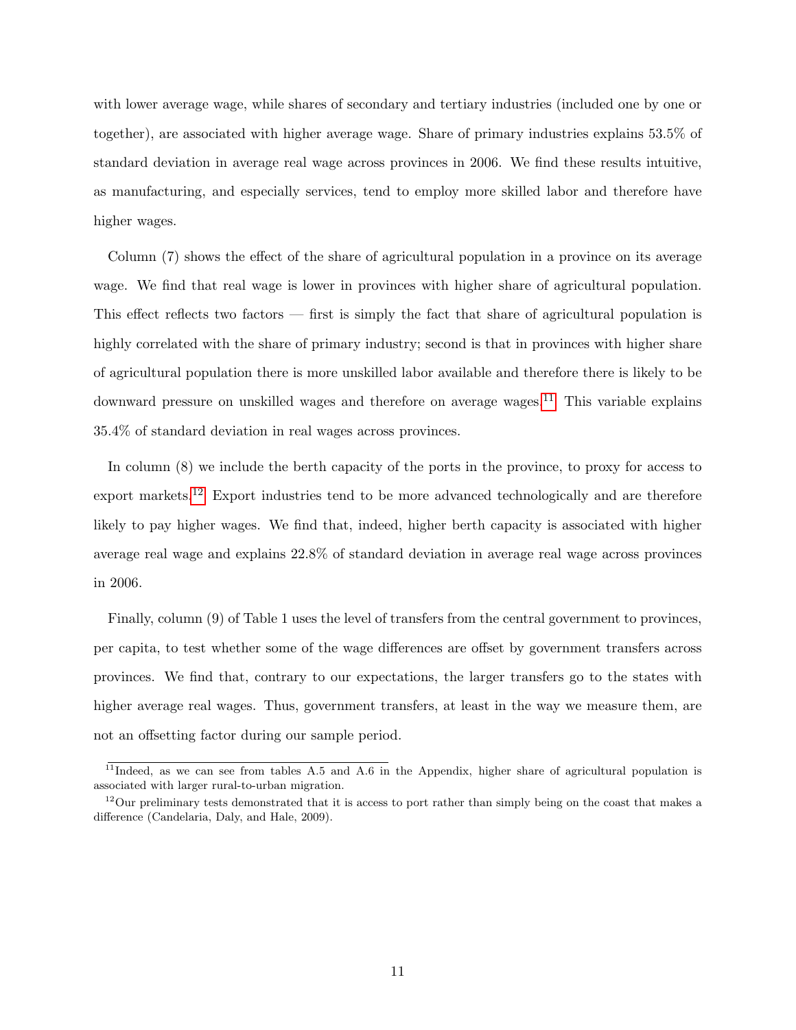with lower average wage, while shares of secondary and tertiary industries (included one by one or together), are associated with higher average wage. Share of primary industries explains 53.5% of standard deviation in average real wage across provinces in 2006. We find these results intuitive, as manufacturing, and especially services, tend to employ more skilled labor and therefore have higher wages.

Column (7) shows the effect of the share of agricultural population in a province on its average wage. We find that real wage is lower in provinces with higher share of agricultural population. This effect reflects two factors — first is simply the fact that share of agricultural population is highly correlated with the share of primary industry; second is that in provinces with higher share of agricultural population there is more unskilled labor available and therefore there is likely to be downward pressure on unskilled wages and therefore on average wages.[11] This variable explains 35.4% of standard deviation in real wages across provinces.

In column (8) we include the berth capacity of the ports in the province, to proxy for access to export markets.[12] Export industries tend to be more advanced technologically and are therefore likely to pay higher wages. We find that, indeed, higher berth capacity is associated with higher average real wage and explains 22.8% of standard deviation in average real wage across provinces in 2006.

Finally, column (9) of Table 1 uses the level of transfers from the central government to provinces, per capita, to test whether some of the wage differences are offset by government transfers across provinces. We find that, contrary to our expectations, the larger transfers go to the states with higher average real wages. Thus, government transfers, at least in the way we measure them, are not an offsetting factor during our sample period.

[11] Indeed, as we can see from tables A.5 and A.6 in the Appendix, higher share of agricultural population is associated with larger rural-to-urban migration.

[12] Our preliminary tests demonstrated that it is access to port rather than simply being on the coast that makes a difference (Candelaria, Daly, and Hale, 2009).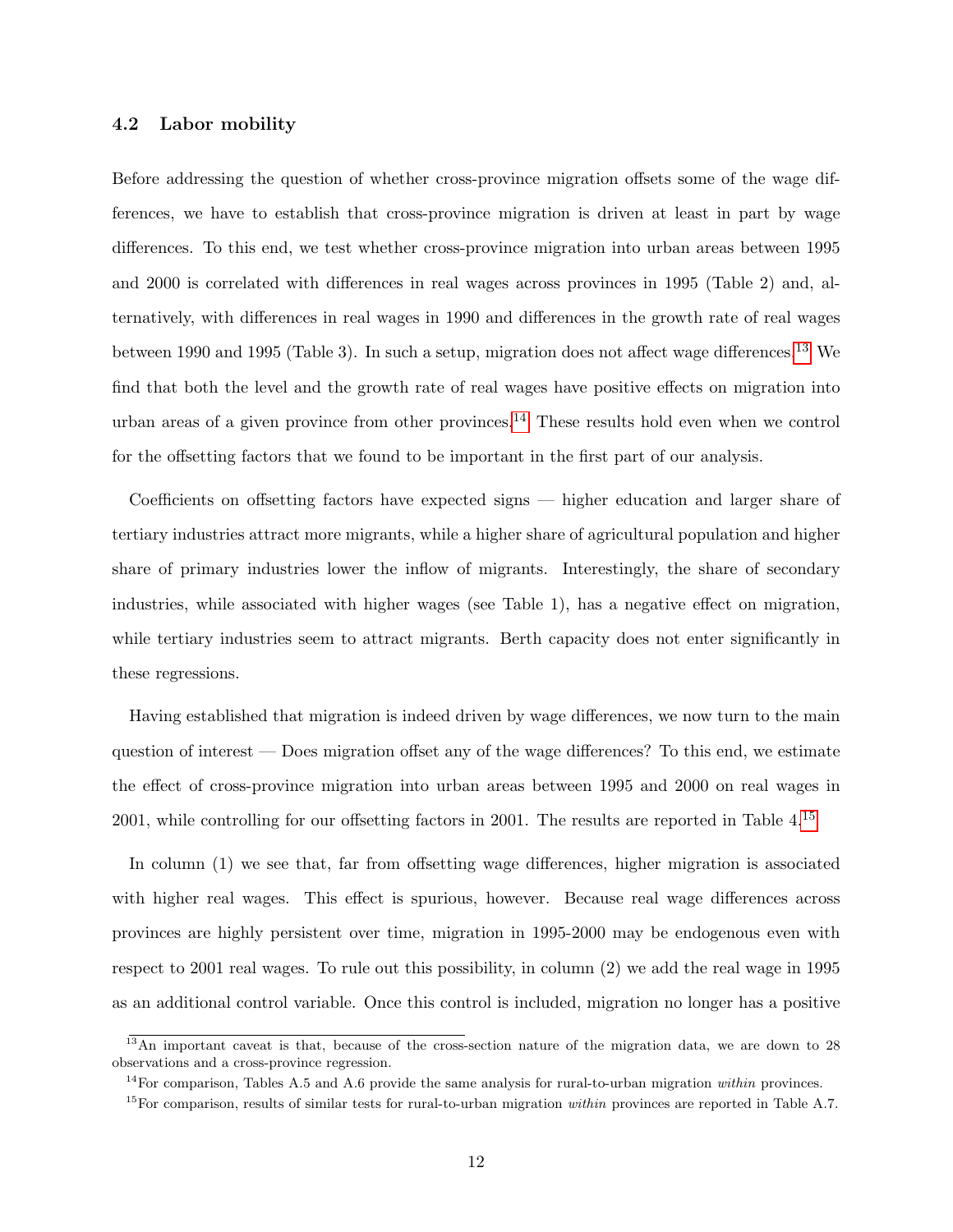### 4.2 Labor mobility

Before addressing the question of whether cross-province migration offsets some of the wage differences, we have to establish that cross-province migration is driven at least in part by wage differences. To this end, we test whether cross-province migration into urban areas between 1995 and 2000 is correlated with differences in real wages across provinces in 1995 (Table 2) and, alternatively, with differences in real wages in 1990 and differences in the growth rate of real wages between 1990 and 1995 (Table 3). In such a setup, migration does not affect wage differences.[13] We find that both the level and the growth rate of real wages have positive effects on migration into urban areas of a given province from other provinces.[14] These results hold even when we control for the offsetting factors that we found to be important in the first part of our analysis.

Coefficients on offsetting factors have expected signs — higher education and larger share of tertiary industries attract more migrants, while a higher share of agricultural population and higher share of primary industries lower the inflow of migrants. Interestingly, the share of secondary industries, while associated with higher wages (see Table 1), has a negative effect on migration, while tertiary industries seem to attract migrants. Berth capacity does not enter significantly in these regressions.

Having established that migration is indeed driven by wage differences, we now turn to the main question of interest — Does migration offset any of the wage differences? To this end, we estimate the effect of cross-province migration into urban areas between 1995 and 2000 on real wages in 2001, while controlling for our offsetting factors in 2001. The results are reported in Table 4.[15]

In column (1) we see that, far from offsetting wage differences, higher migration is associated with higher real wages. This effect is spurious, however. Because real wage differences across provinces are highly persistent over time, migration in 1995-2000 may be endogenous even with respect to 2001 real wages. To rule out this possibility, in column (2) we add the real wage in 1995 as an additional control variable. Once this control is included, migration no longer has a positive

[13] An important caveat is that, because of the cross-section nature of the migration data, we are down to 28 observations and a cross-province regression.

[14] For comparison, Tables A.5 and A.6 provide the same analysis for rural-to-urban migration *within* provinces.

[15] For comparison, results of similar tests for rural-to-urban migration *within* provinces are reported in Table A.7.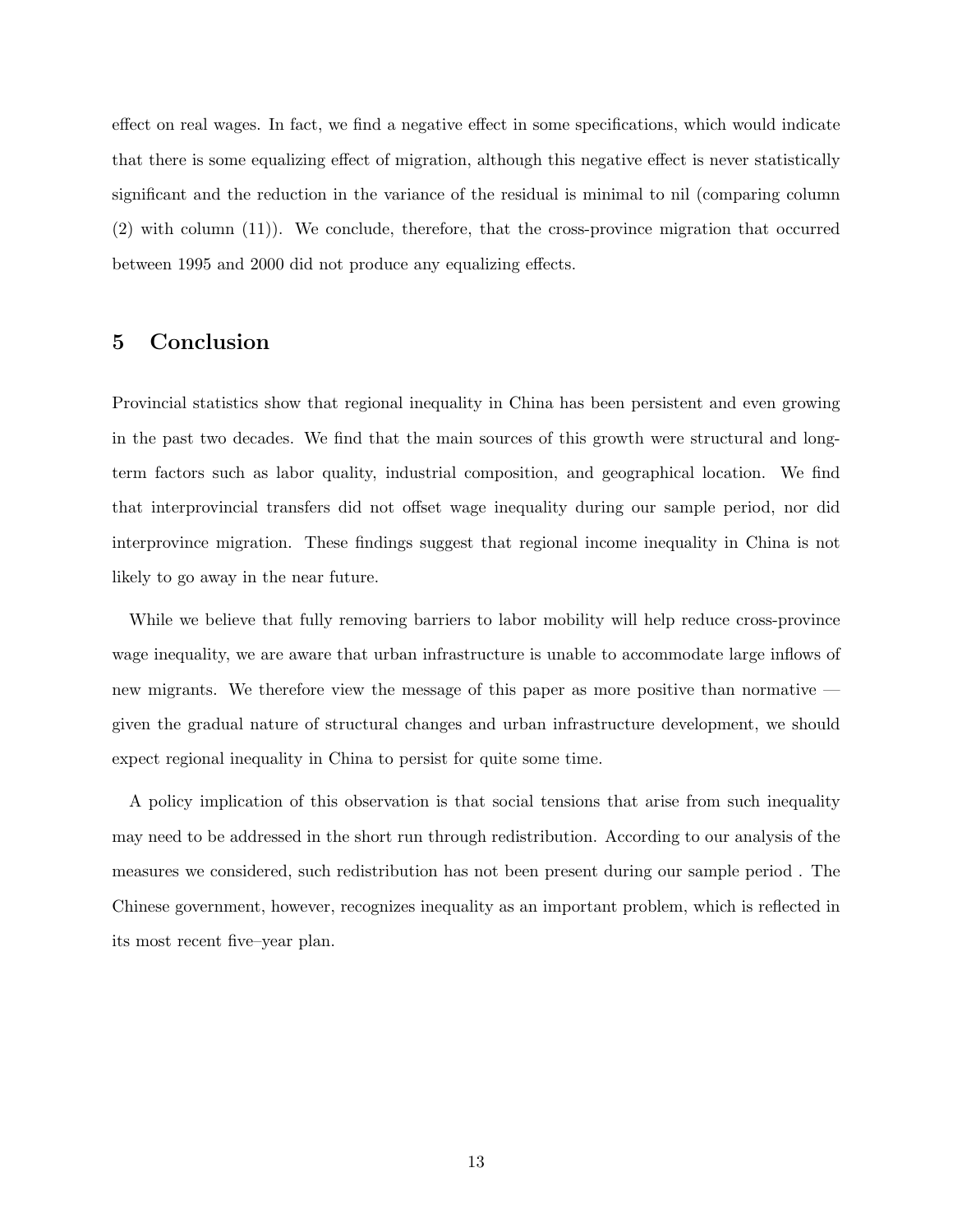effect on real wages. In fact, we find a negative effect in some specifications, which would indicate that there is some equalizing effect of migration, although this negative effect is never statistically significant and the reduction in the variance of the residual is minimal to nil (comparing column (2) with column (11)). We conclude, therefore, that the cross-province migration that occurred between 1995 and 2000 did not produce any equalizing effects.

## 5 Conclusion

Provincial statistics show that regional inequality in China has been persistent and even growing in the past two decades. We find that the main sources of this growth were structural and long-term factors such as labor quality, industrial composition, and geographical location. We find that interprovincial transfers did not offset wage inequality during our sample period, nor did interprovince migration. These findings suggest that regional income inequality in China is not likely to go away in the near future.

While we believe that fully removing barriers to labor mobility will help reduce cross-province wage inequality, we are aware that urban infrastructure is unable to accommodate large inflows of new migrants. We therefore view the message of this paper as more positive than normative — given the gradual nature of structural changes and urban infrastructure development, we should expect regional inequality in China to persist for quite some time.

A policy implication of this observation is that social tensions that arise from such inequality may need to be addressed in the short run through redistribution. According to our analysis of the measures we considered, such redistribution has not been present during our sample period . The Chinese government, however, recognizes inequality as an important problem, which is reflected in its most recent five–year plan.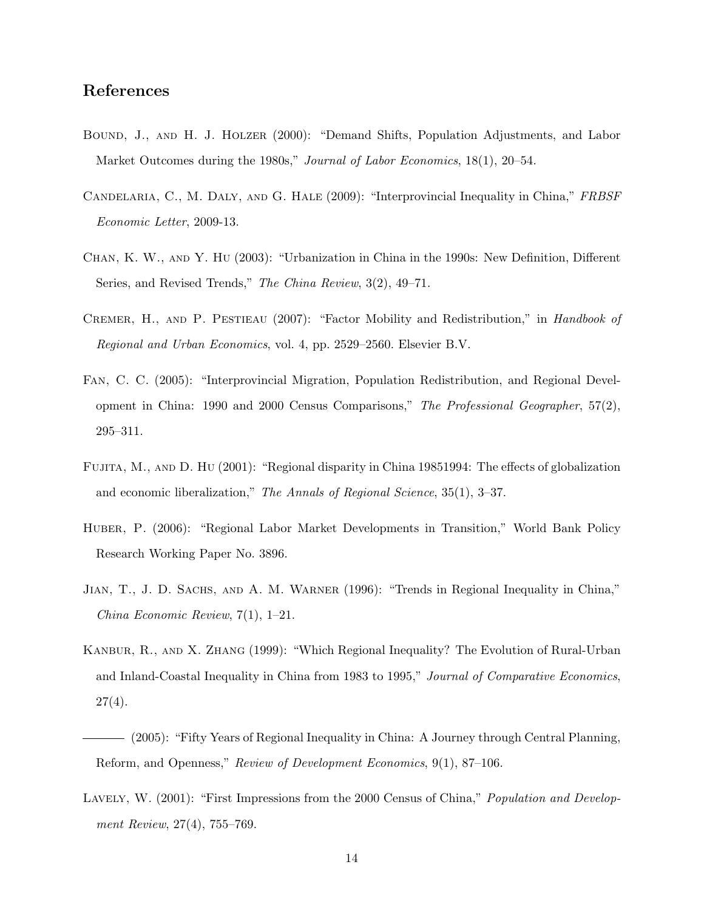## References

Bound, J., and H. J. Holzer (2000): "Demand Shifts, Population Adjustments, and Labor Market Outcomes during the 1980s," *Journal of Labor Economics*, 18(1), 20–54.

Candelaria, C., M. Daly, and G. Hale (2009): "Interprovincial Inequality in China," *FRBSF Economic Letter*, 2009-13.

Chan, K. W., and Y. Hu (2003): "Urbanization in China in the 1990s: New Definition, Different Series, and Revised Trends," *The China Review*, 3(2), 49–71.

Cremer, H., and P. Pestieau (2007): "Factor Mobility and Redistribution," in *Handbook of Regional and Urban Economics*, vol. 4, pp. 2529–2560. Elsevier B.V.

Fan, C. C. (2005): "Interprovincial Migration, Population Redistribution, and Regional Development in China: 1990 and 2000 Census Comparisons," *The Professional Geographer*, 57(2), 295–311.

Fujita, M., and D. Hu (2001): "Regional disparity in China 19851994: The effects of globalization and economic liberalization," *The Annals of Regional Science*, 35(1), 3–37.

Huber, P. (2006): "Regional Labor Market Developments in Transition," World Bank Policy Research Working Paper No. 3896.

Jian, T., J. D. Sachs, and A. M. Warner (1996): "Trends in Regional Inequality in China," *China Economic Review*, 7(1), 1–21.

Kanbur, R., and X. Zhang (1999): "Which Regional Inequality? The Evolution of Rural-Urban and Inland-Coastal Inequality in China from 1983 to 1995," *Journal of Comparative Economics*, 27(4).

——— (2005): "Fifty Years of Regional Inequality in China: A Journey through Central Planning, Reform, and Openness," *Review of Development Economics*, 9(1), 87–106.

Lavely, W. (2001): "First Impressions from the 2000 Census of China," *Population and Development Review*, 27(4), 755–769.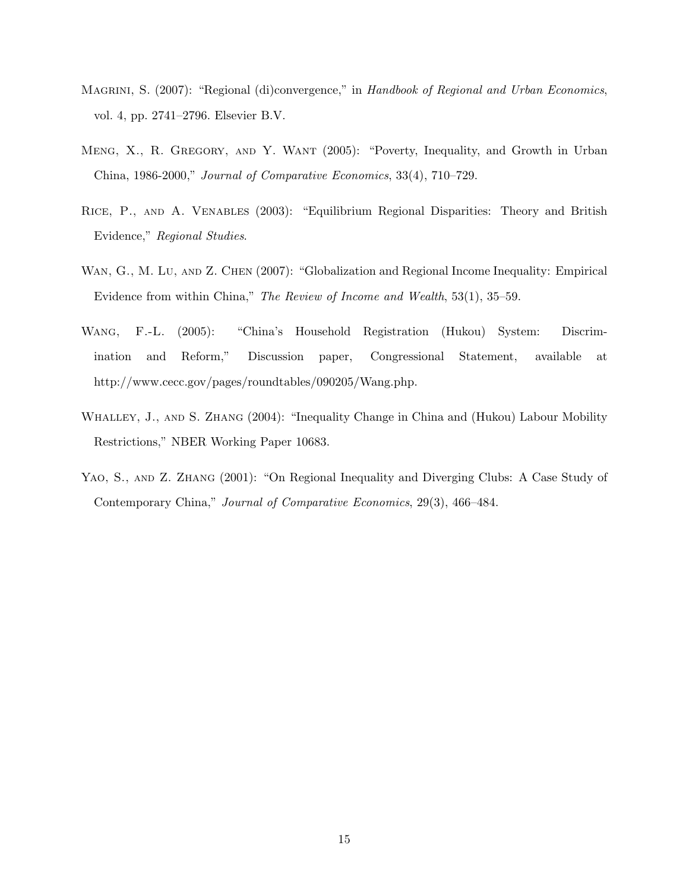Magrini, S. (2007): "Regional (di)convergence," in *Handbook of Regional and Urban Economics*, vol. 4, pp. 2741–2796. Elsevier B.V.

Meng, X., R. Gregory, and Y. Want (2005): "Poverty, Inequality, and Growth in Urban China, 1986-2000," *Journal of Comparative Economics*, 33(4), 710–729.

Rice, P., and A. Venables (2003): "Equilibrium Regional Disparities: Theory and British Evidence," *Regional Studies*.

Wan, G., M. Lu, and Z. Chen (2007): "Globalization and Regional Income Inequality: Empirical Evidence from within China," *The Review of Income and Wealth*, 53(1), 35–59.

Wang, F.-L. (2005): "China's Household Registration (Hukou) System: Discrimination and Reform," Discussion paper, Congressional Statement, available at http://www.cecc.gov/pages/roundtables/090205/Wang.php.

Whalley, J., and S. Zhang (2004): "Inequality Change in China and (Hukou) Labour Mobility Restrictions," NBER Working Paper 10683.

Yao, S., and Z. Zhang (2001): "On Regional Inequality and Diverging Clubs: A Case Study of Contemporary China," *Journal of Comparative Economics*, 29(3), 466–484.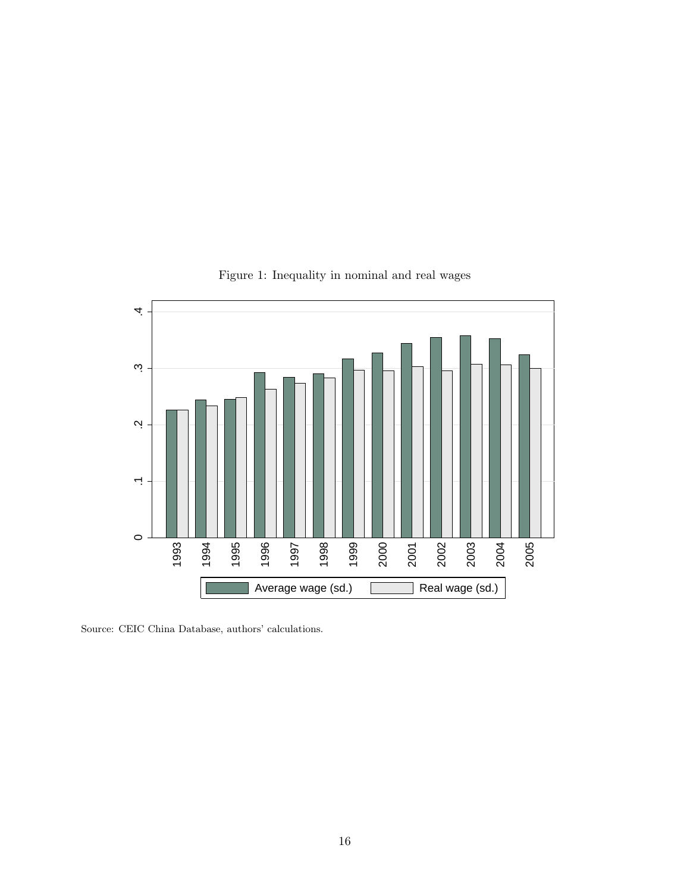Figure 1: Inequality in nominal and real wages

Source: CEIC China Database, authors' calculations.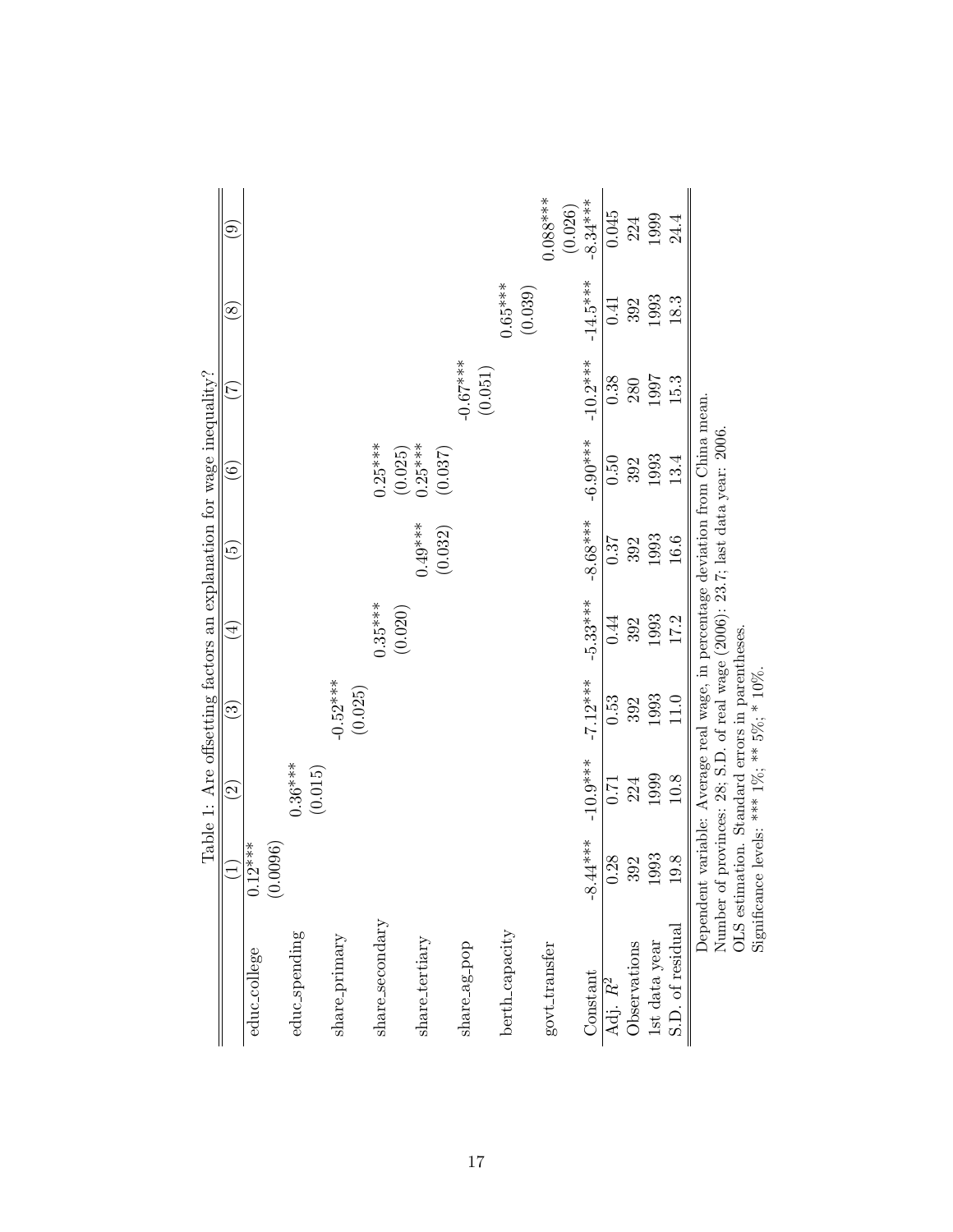Table 1: Are offsetting factors an explanation for wage inequality?

| | (1) | (2) | (3) | (4) | (5) | (6) | (7) | (8) | (9) |
|---|---|---|---|---|---|---|---|---|---|
| educ_college | 0.12*** | | | | | | | | |
| | (0.0096) | | | | | | | | |
| educ_spending | | 0.36*** | | | | | | | |
| | | (0.015) | | | | | | | |
| share_primary | | | -0.52*** | | | | | | |
| | | | (0.025) | | | | | | |
| share_secondary | | | | 0.35*** | | 0.25*** | | | |
| | | | | (0.020) | | (0.025) | | | |
| share_tertiary | | | | | 0.49*** | 0.25*** | | | |
| | | | | | (0.032) | (0.037) | | | |
| share_ag_pop | | | | | | | -0.67*** | | |
| | | | | | | | (0.051) | | |
| berth_capacity | | | | | | | | 0.65*** | |
| | | | | | | | | (0.039) | |
| govt_transfer | | | | | | | | | 0.088*** |
| | | | | | | | | | (0.026) |
| Constant | -8.44*** | -10.9*** | -7.12*** | -5.33*** | -8.68*** | -6.90*** | -10.2*** | -14.5*** | -8.34*** |
| Adj. $R^2$ | 0.28 | 0.71 | 0.53 | 0.44 | 0.37 | 0.50 | 0.38 | 0.41 | 0.045 |
| Observations | 392 | 224 | 392 | 392 | 392 | 392 | 280 | 392 | 224 |
| 1st data year | 1993 | 1999 | 1993 | 1993 | 1993 | 1993 | 1997 | 1993 | 1999 |
| S.D. of residual | 19.8 | 10.8 | 11.0 | 17.2 | 16.6 | 13.4 | 15.3 | 18.3 | 24.4 |

Dependent variable: Average real wage, in percentage deviation from China mean.
Number of provinces: 28; S.D. of real wage (2006): 23.7; last data year: 2006.
OLS estimation. Standard errors in parentheses.
Significance levels: *** 1%; ** 5%; * 10%.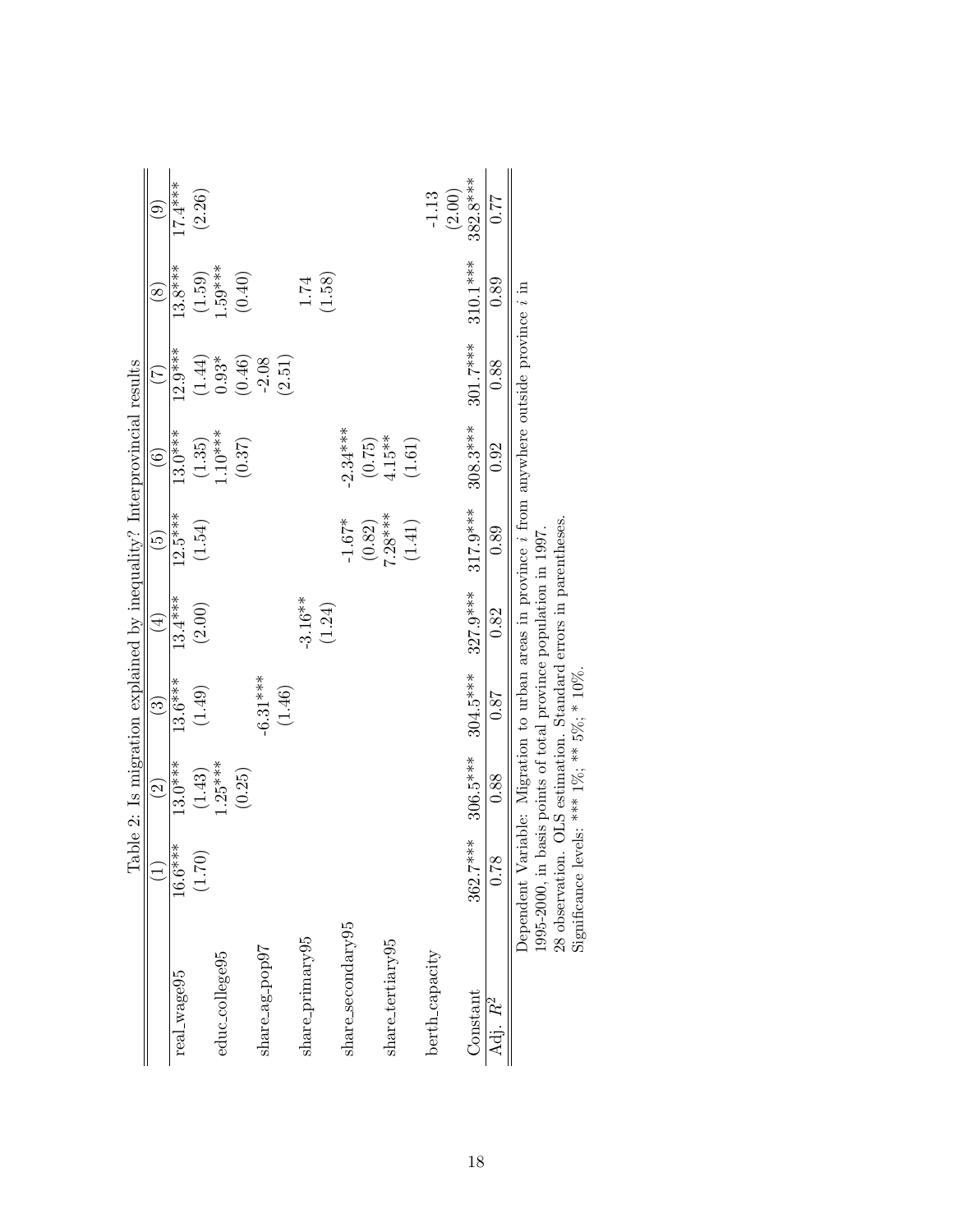Table 2: Is migration explained by inequality? Interprovincial results

| | (1) | (2) | (3) | (4) | (5) | (6) | (7) | (8) | (9) |
|---|---|---|---|---|---|---|---|---|---|
| real_wage95 | 16.6*** | 13.0*** | 13.6*** | 13.4*** | 12.5*** | 13.0*** | 12.9*** | 13.8*** | 17.4*** |
| | (1.70) | (1.43) | (1.49) | (2.00) | (1.54) | (1.35) | (1.44) | (1.59) | (2.26) |
| educ_college95 | | 1.25*** | | | | 1.10*** | 0.93* | 1.59*** | |
| | | (0.25) | | | | (0.37) | (0.46) | (0.40) | |
| share_ag_pop97 | | | -6.31*** | | | | -2.08 | | |
| | | | (1.46) | | | | (2.51) | | |
| share_primary95 | | | | -3.16** | | | | 1.74 | |
| | | | | (1.24) | | | | (1.58) | |
| share_secondary95 | | | | | -1.67* | -2.34*** | | | |
| | | | | | (0.82) | (0.75) | | | |
| share_tertiary95 | | | | | 7.28*** | 4.15** | | | |
| | | | | | (1.41) | (1.61) | | | |
| berth_capacity | | | | | | | | | -1.13 |
| | | | | | | | | | (2.00) |
| Constant | 362.7*** | 306.5*** | 304.5*** | 327.9*** | 317.9*** | 308.3*** | 301.7*** | 310.1*** | 382.8*** |
| Adj. $R^2$ | 0.78 | 0.88 | 0.87 | 0.82 | 0.89 | 0.92 | 0.88 | 0.89 | 0.77 |

Dependent Variable: Migration to urban areas in province $i$ from anywhere outside province $i$ in 1995-2000, in basis points of total province population in 1997.
28 observation. OLS estimation. Standard errors in parentheses.
Significance levels: *** 1%; ** 5%; * 10%.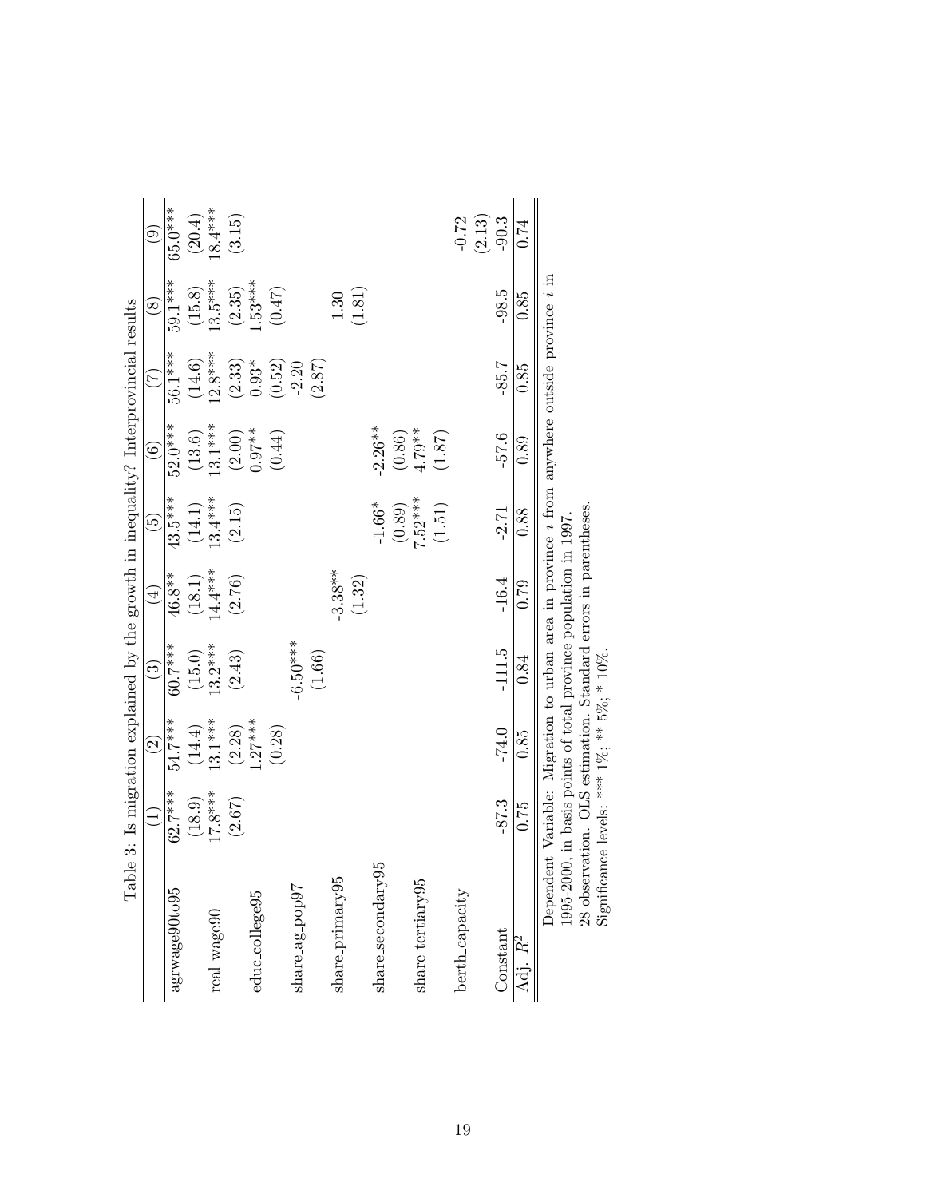Table 3: Is migration explained by the growth in inequality? Interprovincial results

| | (1) | (2) | (3) | (4) | (5) | (6) | (7) | (8) | (9) |
|---|---|---|---|---|---|---|---|---|---|
| agrwage90to95 | 62.7*** | 54.7*** | 60.7*** | 46.8** | 43.5*** | 52.0*** | 56.1*** | 59.1*** | 65.0*** |
| | (18.9) | (14.4) | (15.0) | (18.1) | (14.1) | (13.6) | (14.6) | (15.8) | (20.4) |
| real_wage90 | 17.8*** | 13.1*** | 13.2*** | 14.4*** | 13.4*** | 13.1*** | 12.8*** | 13.5*** | 18.4*** |
| | (2.67) | (2.28) | (2.43) | (2.76) | (2.15) | (2.00) | (2.33) | (2.35) | (3.15) |
| educ_college95 | | 1.27*** | | | | 0.97** | 0.93* | 1.53*** | |
| | | (0.28) | | | | (0.44) | (0.52) | (0.47) | |
| share_ag_pop97 | | | -6.50*** | | | | -2.20 | | |
| | | | (1.66) | | | | (2.87) | | |
| share_primary95 | | | | -3.38** | | | | 1.30 | |
| | | | | (1.32) | | | | (1.81) | |
| share_secondary95 | | | | | -1.66* | -2.26** | | | |
| | | | | | (0.89) | (0.86) | | | |
| share_tertiary95 | | | | | 7.52*** | 4.79** | | | |
| | | | | | (1.51) | (1.87) | | | |
| berth_capacity | | | | | | | | | -0.72 |
| | | | | | | | | | (2.13) |
| Constant | -87.3 | -74.0 | -111.5 | -16.4 | -2.71 | -57.6 | -85.7 | -98.5 | -90.3 |
| Adj. $R^2$ | 0.75 | 0.85 | 0.84 | 0.79 | 0.88 | 0.89 | 0.85 | 0.85 | 0.74 |

Dependent Variable: Migration to urban area in province $i$ from anywhere outside province $i$ in 1995-2000, in basis points of total province population in 1997.
28 observation. OLS estimation. Standard errors in parentheses.
Significance levels: *** 1%; ** 5%; * 10%.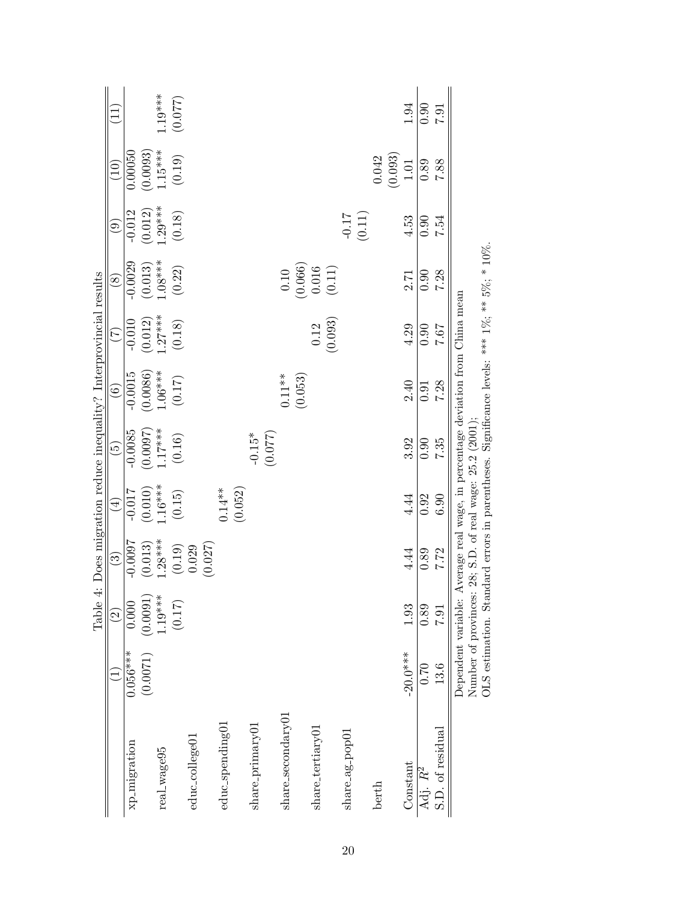Table 4: Does migration reduce inequality? Interprovincial results

| | (1) | (2) | (3) | (4) | (5) | (6) | (7) | (8) | (9) | (10) | (11) |
|---|---|---|---|---|---|---|---|---|---|---|---|
| xp_migration | 0.056*** | 0.000 | -0.0097 | -0.017 | -0.0085 | -0.0015 | -0.010 | -0.0029 | -0.012 | 0.00050 | |
| | (0.0071) | (0.0091) | (0.013) | (0.010) | (0.0097) | (0.0086) | (0.012) | (0.013) | (0.012) | (0.0093) | |
| real_wage95 | | 1.19*** | 1.28*** | 1.16*** | 1.17*** | 1.06*** | 1.27*** | 1.08*** | 1.29*** | 1.15*** | 1.19*** |
| | | (0.17) | (0.19) | (0.15) | (0.16) | (0.17) | (0.18) | (0.22) | (0.18) | (0.19) | (0.077) |
| educ_college01 | | | 0.029 | | | | | | | | |
| | | | (0.027) | | | | | | | | |
| educ_spending01 | | | | 0.14** | | | | | | | |
| | | | | (0.052) | | | | | | | |
| share_primary01 | | | | | -0.15* | | | | | | |
| | | | | | (0.077) | | | | | | |
| share_secondary01 | | | | | | 0.11** | | 0.10 | | | |
| | | | | | | (0.053) | | (0.066) | | | |
| share_tertiary01 | | | | | | | 0.12 | 0.016 | | | |
| | | | | | | | (0.093) | (0.11) | | | |
| share_ag_pop01 | | | | | | | | | -0.17 | | |
| | | | | | | | | | (0.11) | | |
| berth | | | | | | | | | | 0.042 | |
| | | | | | | | | | | (0.093) | |
| Constant | -20.0*** | 1.93 | 4.44 | 4.44 | 3.92 | 2.40 | 4.29 | 2.71 | 4.53 | 1.01 | 1.94 |
| Adj. $R^2$ | 0.70 | 0.89 | 0.89 | 0.92 | 0.90 | 0.91 | 0.90 | 0.90 | 0.90 | 0.89 | 0.90 |
| S.D. of residual | 13.6 | 7.91 | 7.72 | 6.90 | 7.35 | 7.28 | 7.67 | 7.28 | 7.54 | 7.88 | 7.91 |

Dependent variable: Average real wage, in percentage deviation from China mean

Number of provinces: 28; S.D. of real wage: 25.2 (2001);

OLS estimation. Standard errors in parentheses. Significance levels: *** 1%; ** 5%; * 10%.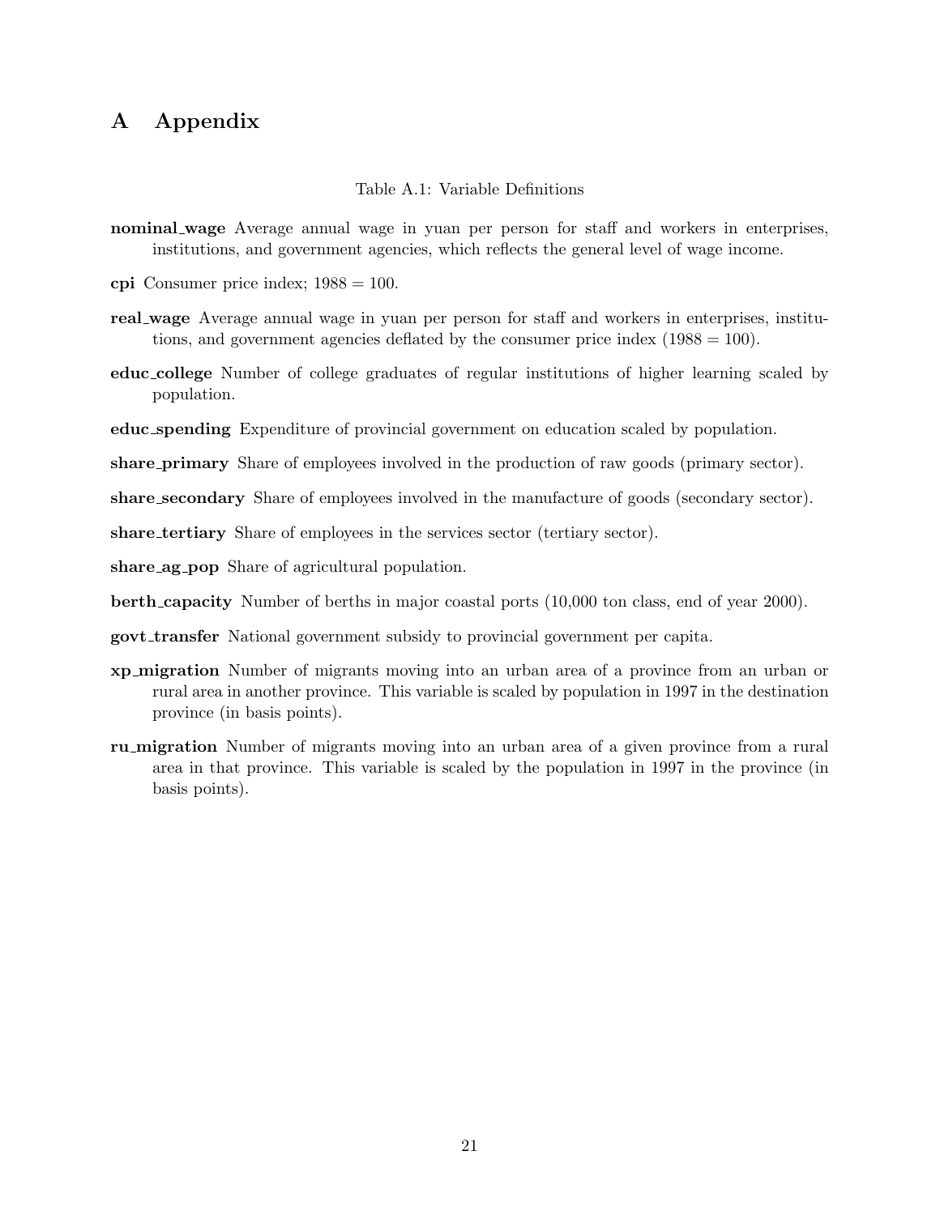# A Appendix

Table A.1: Variable Definitions

**nominal_wage** Average annual wage in yuan per person for staff and workers in enterprises, institutions, and government agencies, which reflects the general level of wage income.

**cpi** Consumer price index; 1988 = 100.

**real_wage** Average annual wage in yuan per person for staff and workers in enterprises, institutions, and government agencies deflated by the consumer price index (1988 = 100).

**educ_college** Number of college graduates of regular institutions of higher learning scaled by population.

**educ_spending** Expenditure of provincial government on education scaled by population.

**share_primary** Share of employees involved in the production of raw goods (primary sector).

**share_secondary** Share of employees involved in the manufacture of goods (secondary sector).

**share_tertiary** Share of employees in the services sector (tertiary sector).

**share_ag_pop** Share of agricultural population.

**berth_capacity** Number of berths in major coastal ports (10,000 ton class, end of year 2000).

**govt_transfer** National government subsidy to provincial government per capita.

**xp_migration** Number of migrants moving into an urban area of a province from an urban or rural area in another province. This variable is scaled by population in 1997 in the destination province (in basis points).

**ru_migration** Number of migrants moving into an urban area of a given province from a rural area in that province. This variable is scaled by the population in 1997 in the province (in basis points).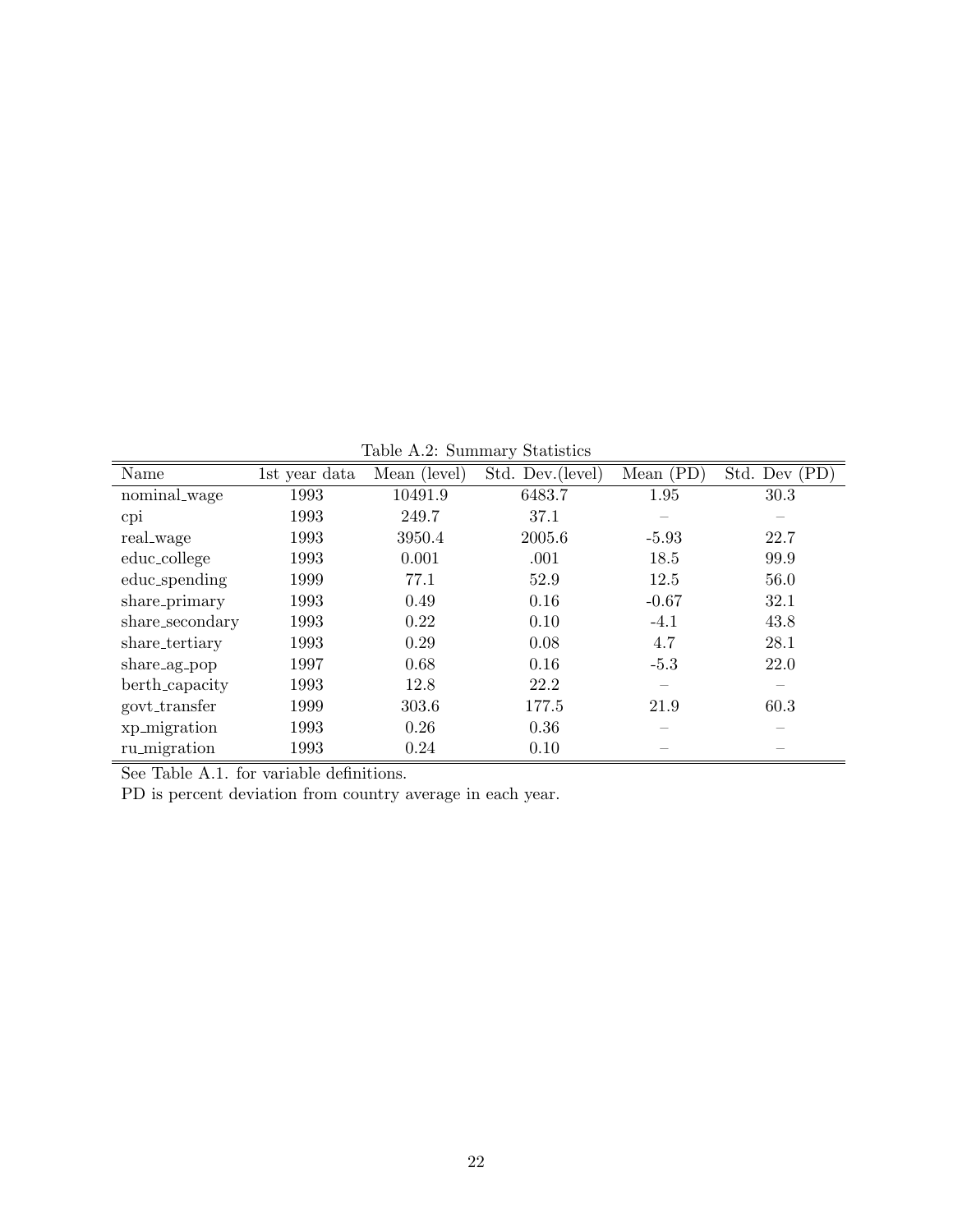Table A.2: Summary Statistics

| Name | 1st year data | Mean (level) | Std. Dev.(level) | Mean (PD) | Std. Dev (PD) |
|---|---|---|---|---|---|
| nominal_wage | 1993 | 10491.9 | 6483.7 | 1.95 | 30.3 |
| cpi | 1993 | 249.7 | 37.1 | – | – |
| real_wage | 1993 | 3950.4 | 2005.6 | -5.93 | 22.7 |
| educ_college | 1993 | 0.001 | .001 | 18.5 | 99.9 |
| educ_spending | 1999 | 77.1 | 52.9 | 12.5 | 56.0 |
| share_primary | 1993 | 0.49 | 0.16 | -0.67 | 32.1 |
| share_secondary | 1993 | 0.22 | 0.10 | -4.1 | 43.8 |
| share_tertiary | 1993 | 0.29 | 0.08 | 4.7 | 28.1 |
| share_ag_pop | 1997 | 0.68 | 0.16 | -5.3 | 22.0 |
| berth_capacity | 1993 | 12.8 | 22.2 | – | – |
| govt_transfer | 1999 | 303.6 | 177.5 | 21.9 | 60.3 |
| xp_migration | 1993 | 0.26 | 0.36 | – | – |
| ru_migration | 1993 | 0.24 | 0.10 | – | – |

See Table A.1. for variable definitions.

PD is percent deviation from country average in each year.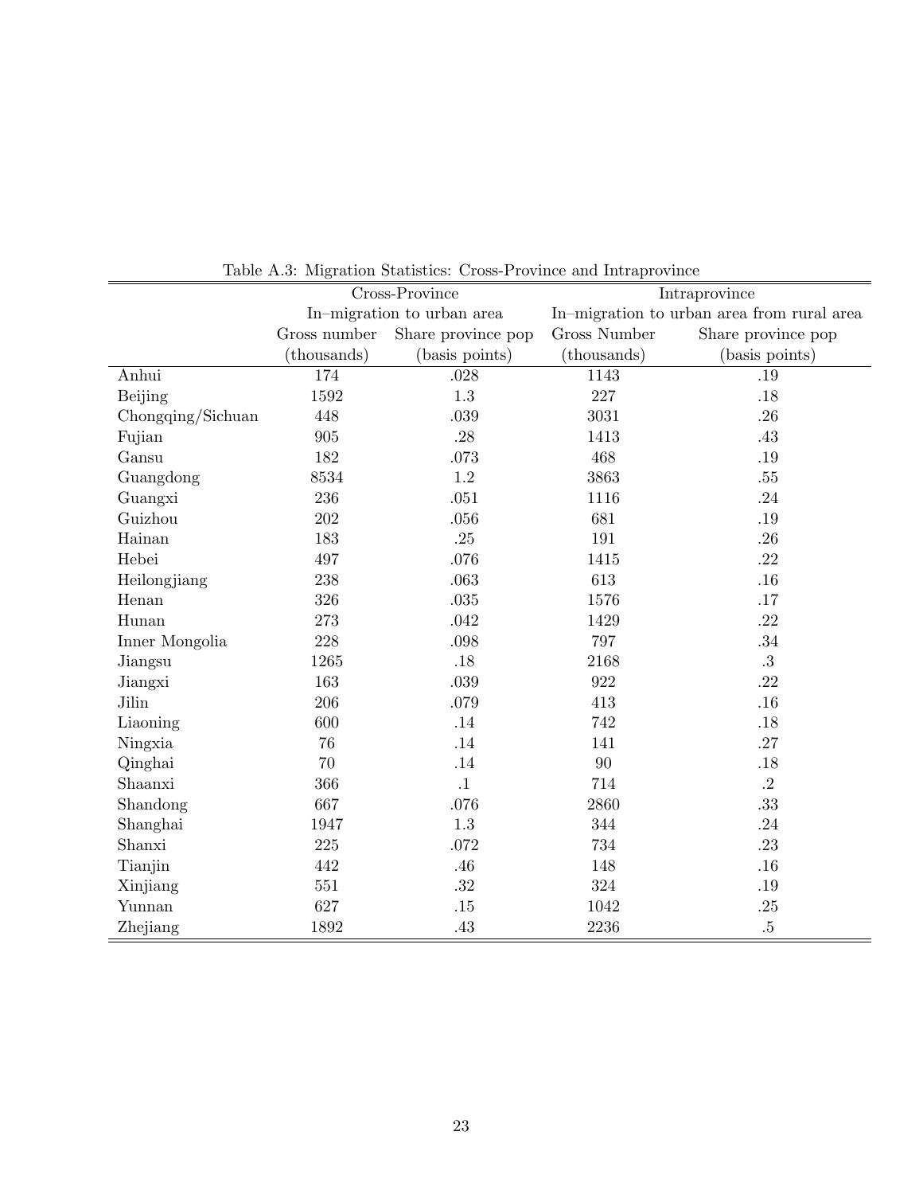Table A.3: Migration Statistics: Cross-Province and Intraprovince

| | Cross-Province | | Intraprovince | |
|---|---|---|---|---|
| | In–migration to urban area | | In–migration to urban area from rural area | |
| | Gross number (thousands) | Share province pop (basis points) | Gross Number (thousands) | Share province pop (basis points) |
| Anhui | 174 | .028 | 1143 | .19 |
| Beijing | 1592 | 1.3 | 227 | .18 |
| Chongqing/Sichuan | 448 | .039 | 3031 | .26 |
| Fujian | 905 | .28 | 1413 | .43 |
| Gansu | 182 | .073 | 468 | .19 |
| Guangdong | 8534 | 1.2 | 3863 | .55 |
| Guangxi | 236 | .051 | 1116 | .24 |
| Guizhou | 202 | .056 | 681 | .19 |
| Hainan | 183 | .25 | 191 | .26 |
| Hebei | 497 | .076 | 1415 | .22 |
| Heilongjiang | 238 | .063 | 613 | .16 |
| Henan | 326 | .035 | 1576 | .17 |
| Hunan | 273 | .042 | 1429 | .22 |
| Inner Mongolia | 228 | .098 | 797 | .34 |
| Jiangsu | 1265 | .18 | 2168 | .3 |
| Jiangxi | 163 | .039 | 922 | .22 |
| Jilin | 206 | .079 | 413 | .16 |
| Liaoning | 600 | .14 | 742 | .18 |
| Ningxia | 76 | .14 | 141 | .27 |
| Qinghai | 70 | .14 | 90 | .18 |
| Shaanxi | 366 | .1 | 714 | .2 |
| Shandong | 667 | .076 | 2860 | .33 |
| Shanghai | 1947 | 1.3 | 344 | .24 |
| Shanxi | 225 | .072 | 734 | .23 |
| Tianjin | 442 | .46 | 148 | .16 |
| Xinjiang | 551 | .32 | 324 | .19 |
| Yunnan | 627 | .15 | 1042 | .25 |
| Zhejiang | 1892 | .43 | 2236 | .5 |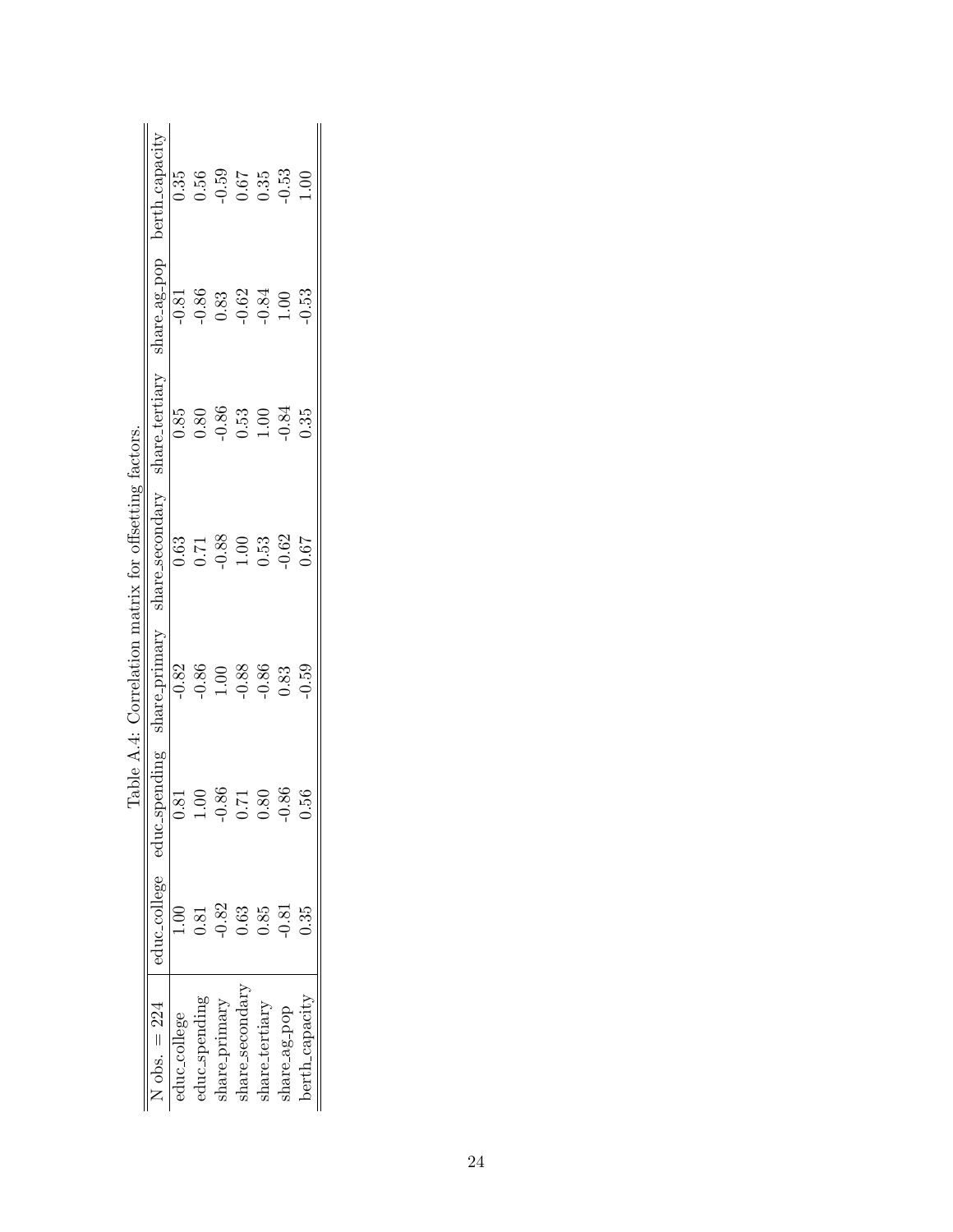Table A.4: Correlation matrix for offsetting factors.

| N obs. = 224 | educ_college | educ_spending | share_primary | share_secondary | share_tertiary | share_ag_pop | berth_capacity |
|---|---|---|---|---|---|---|---|
| educ_college | 1.00 | 0.81 | -0.82 | 0.63 | 0.85 | -0.81 | 0.35 |
| educ_spending | 0.81 | 1.00 | -0.86 | 0.71 | 0.80 | -0.86 | 0.56 |
| share_primary | -0.82 | -0.86 | 1.00 | -0.88 | -0.86 | 0.83 | -0.59 |
| share_secondary | 0.63 | 0.71 | -0.88 | 1.00 | 0.53 | -0.62 | 0.67 |
| share_tertiary | 0.85 | 0.80 | -0.86 | 0.53 | 1.00 | -0.84 | 0.35 |
| share_ag_pop | -0.81 | -0.86 | 0.83 | -0.62 | -0.84 | 1.00 | -0.53 |
| berth_capacity | 0.35 | 0.56 | -0.59 | 0.67 | 0.35 | -0.53 | 1.00 |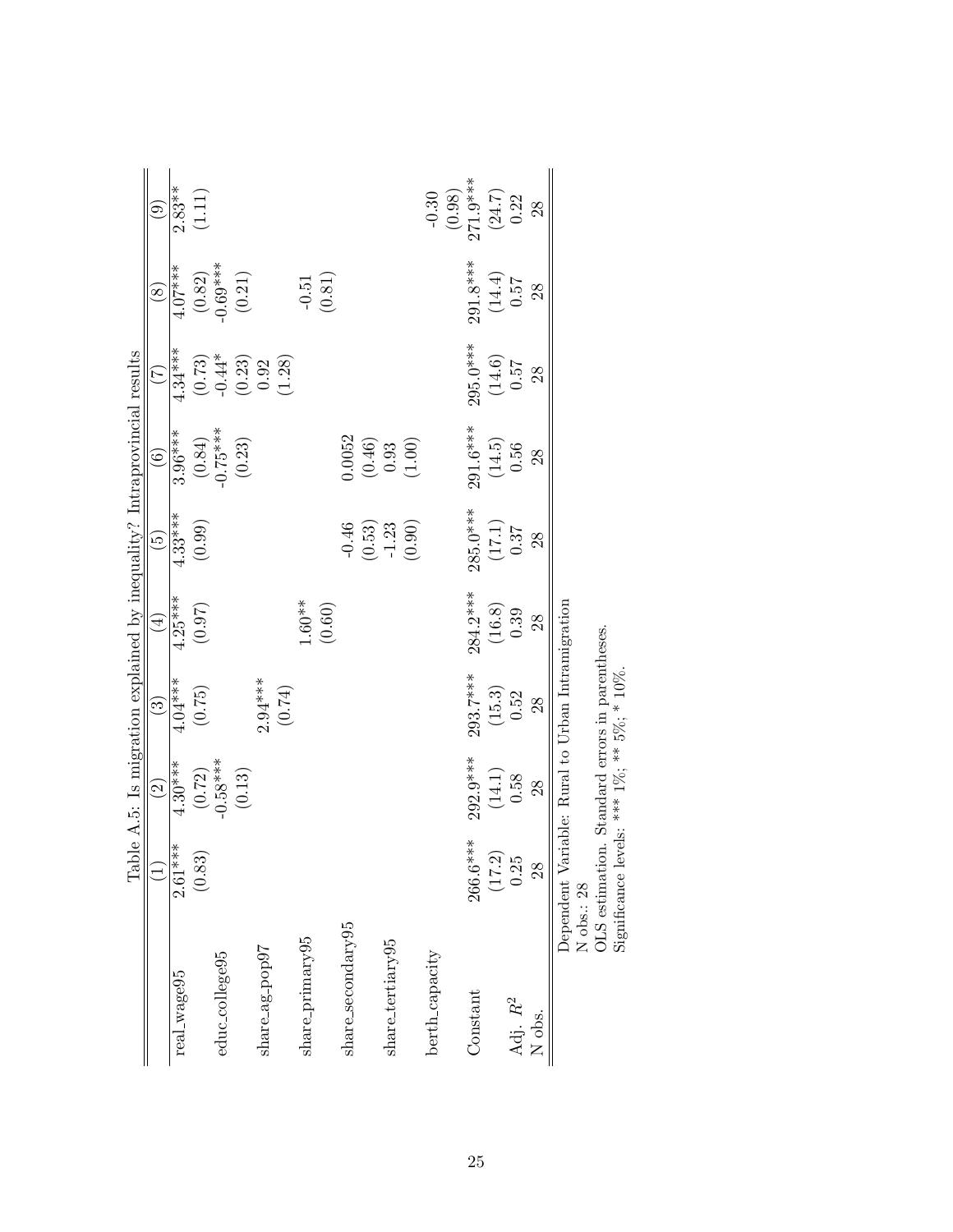Table A.5: Is migration explained by inequality? Intraprovincial results

| | (1) | (2) | (3) | (4) | (5) | (6) | (7) | (8) | (9) |
|---|---|---|---|---|---|---|---|---|---|
| real_wage95 | 2.61*** | 4.30*** | 4.04*** | 4.25*** | 4.33*** | 3.96*** | 4.34*** | 4.07*** | 2.83** |
| | (0.83) | (0.72) | (0.75) | (0.97) | (0.99) | (0.84) | (0.73) | (0.82) | (1.11) |
| educ_college95 | | -0.58*** | | | | -0.75*** | -0.44* | -0.69*** | |
| | | (0.13) | | | | (0.23) | (0.23) | (0.21) | |
| share_ag_pop97 | | | 2.94*** | | | | 0.92 | | |
| | | | (0.74) | | | | (1.28) | | |
| share_primary95 | | | | 1.60** | | | | -0.51 | |
| | | | | (0.60) | | | | (0.81) | |
| share_secondary95 | | | | | -0.46 | 0.0052 | | | |
| | | | | | (0.53) | (0.46) | | | |
| share_tertiary95 | | | | | -1.23 | 0.93 | | | |
| | | | | | (0.90) | (1.00) | | | |
| berth_capacity | | | | | | | | | -0.30 |
| | | | | | | | | | (0.98) |
| Constant | 266.6*** | 292.9*** | 293.7*** | 284.2*** | 285.0*** | 291.6*** | 295.0*** | 291.8*** | 271.9*** |
| | (17.2) | (14.1) | (15.3) | (16.8) | (17.1) | (14.5) | (14.6) | (14.4) | (24.7) |
| Adj. $R^2$ | 0.25 | 0.58 | 0.52 | 0.39 | 0.37 | 0.56 | 0.57 | 0.57 | 0.22 |
| N obs. | 28 | 28 | 28 | 28 | 28 | 28 | 28 | 28 | 28 |

Dependent Variable: Rural to Urban Intramigration
N obs.: 28
OLS estimation. Standard errors in parentheses.
Significance levels: *** 1%; ** 5%; * 10%.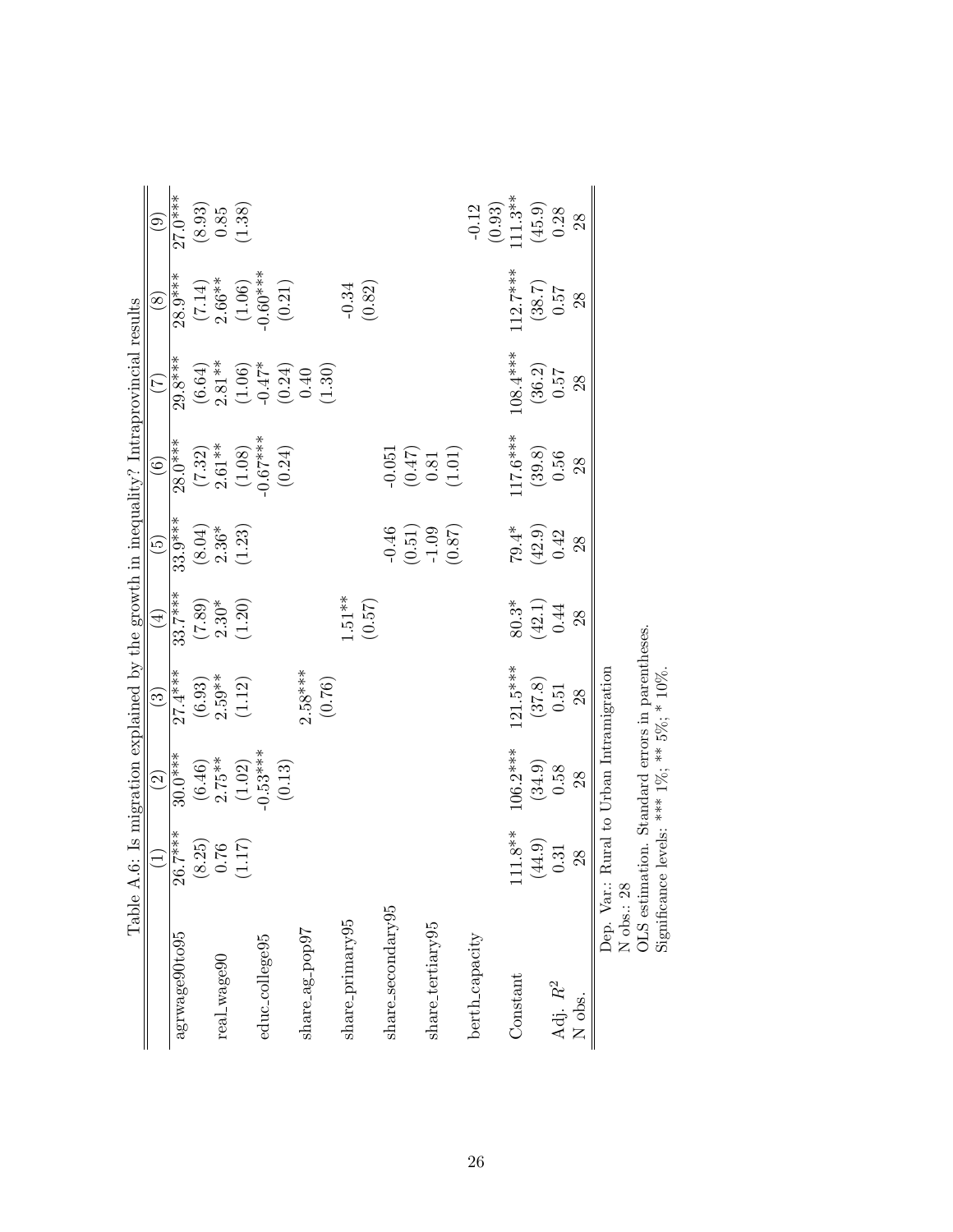Table A.6: Is migration explained by the growth in inequality? Intraprovincial results

| | (1) | (2) | (3) | (4) | (5) | (6) | (7) | (8) | (9) |
|---|---|---|---|---|---|---|---|---|---|
| agrwage90to95 | 26.7*** | 30.0*** | 27.4*** | 33.7*** | 33.9*** | 28.0*** | 29.8*** | 28.9*** | 27.0*** |
| | (8.25) | (6.46) | (6.93) | (7.89) | (8.04) | (7.32) | (6.64) | (7.14) | (8.93) |
| real_wage90 | 0.76 | 2.75** | 2.59** | 2.30* | 2.36* | 2.61** | 2.81** | 2.66** | 0.85 |
| | (1.17) | (1.02) | (1.12) | (1.20) | (1.23) | (1.08) | (1.06) | (1.06) | (1.38) |
| educ_college95 | | -0.53*** | | | | -0.67*** | -0.47* | -0.60*** | |
| | | (0.13) | | | | (0.24) | (0.24) | (0.21) | |
| share_ag_pop97 | | | 2.58*** | | | | 0.40 | | |
| | | | (0.76) | | | | (1.30) | | |
| share_primary95 | | | | 1.51** | | | | -0.34 | |
| | | | | (0.57) | | | | (0.82) | |
| share_secondary95 | | | | | -0.46 | -0.051 | | | |
| | | | | | (0.51) | (0.47) | | | |
| share_tertiary95 | | | | | -1.09 | 0.81 | | | |
| | | | | | (0.87) | (1.01) | | | |
| berth_capacity | | | | | | | | | -0.12 |
| | | | | | | | | | (0.93) |
| Constant | 111.8** | 106.2*** | 121.5*** | 80.3* | 79.4* | 117.6*** | 108.4*** | 112.7*** | 111.3** |
| | (44.9) | (34.9) | (37.8) | (42.1) | (42.9) | (39.8) | (36.2) | (38.7) | (45.9) |
| Adj. $R^2$ | 0.31 | 0.58 | 0.51 | 0.44 | 0.42 | 0.56 | 0.57 | 0.57 | 0.28 |
| N obs. | 28 | 28 | 28 | 28 | 28 | 28 | 28 | 28 | 28 |

Dep. Var.: Rural to Urban Intramigration
N obs.: 28
OLS estimation. Standard errors in parentheses.
Significance levels: *** 1%; ** 5%; * 10%.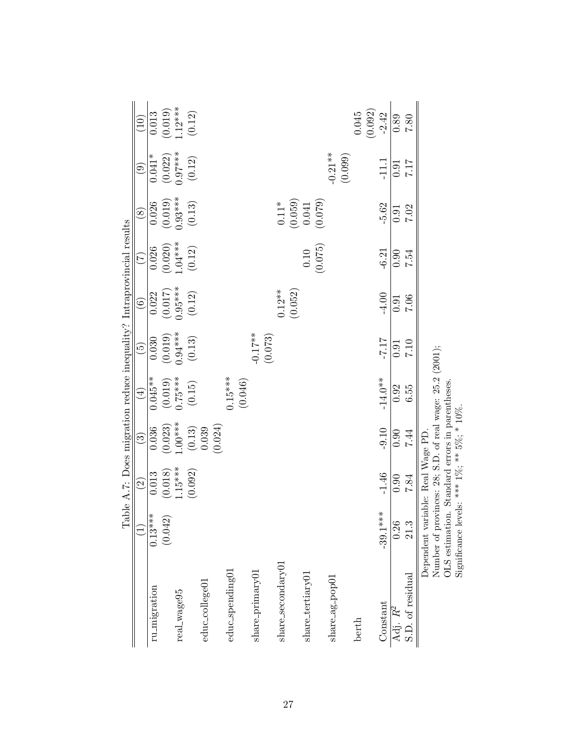Table A.7: Does migration reduce inequality? Intraprovincial results

| | (1) | (2) | (3) | (4) | (5) | (6) | (7) | (8) | (9) | (10) |
|---|---|---|---|---|---|---|---|---|---|---|
| ru_migration | 0.13*** | 0.013 | 0.036 | 0.045** | 0.030 | 0.022 | 0.026 | 0.026 | 0.041* | 0.013 |
| | (0.042) | (0.018) | (0.023) | (0.019) | (0.019) | (0.017) | (0.020) | (0.019) | (0.022) | (0.019) |
| real_wage95 | | 1.15*** | 1.00*** | 0.75*** | 0.94*** | 0.95*** | 1.04*** | 0.93*** | 0.97*** | 1.12*** |
| | | (0.092) | (0.13) | (0.15) | (0.13) | (0.12) | (0.12) | (0.13) | (0.12) | (0.12) |
| educ_college01 | | | 0.039 | | | | | | | |
| | | | (0.024) | | | | | | | |
| educ_spending01 | | | | 0.15*** | | | | | | |
| | | | | (0.046) | | | | | | |
| share_primary01 | | | | | -0.17** | | | | | |
| | | | | | (0.073) | | | | | |
| share_secondary01 | | | | | | 0.12** | | 0.11* | | |
| | | | | | | (0.052) | | (0.059) | | |
| share_tertiary01 | | | | | | | 0.10 | 0.041 | | |
| | | | | | | | (0.075) | (0.079) | | |
| share_ag_pop01 | | | | | | | | | -0.21** | |
| | | | | | | | | | (0.099) | |
| berth | | | | | | | | | | 0.045 |
| | | | | | | | | | | (0.092) |
| Constant | -39.1*** | -1.46 | -9.10 | -14.0** | -7.17 | -4.00 | -6.21 | -5.62 | -11.1 | -2.42 |
| Adj. $R^2$ | 0.26 | 0.90 | 0.90 | 0.92 | 0.91 | 0.91 | 0.90 | 0.91 | 0.91 | 0.89 |
| S.D. of residual | 21.3 | 7.84 | 7.44 | 6.55 | 7.10 | 7.06 | 7.54 | 7.02 | 7.17 | 7.80 |

Dependent variable: Real Wage PD.
Number of provinces: 28; S.D. of real wage: 25.2 (2001);
OLS estimation. Standard errors in parentheses.
Significance levels: *** 1%; ** 5%; * 10%.